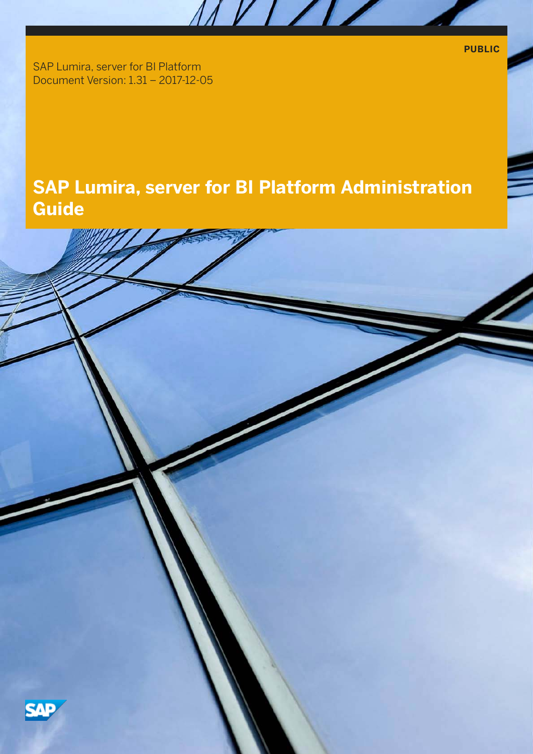PUBLIC

SAP Lumira, server for BI Platform
Document Version: 1.31 – 2017-12-05

# SAP Lumira, server for BI Platform Administration Guide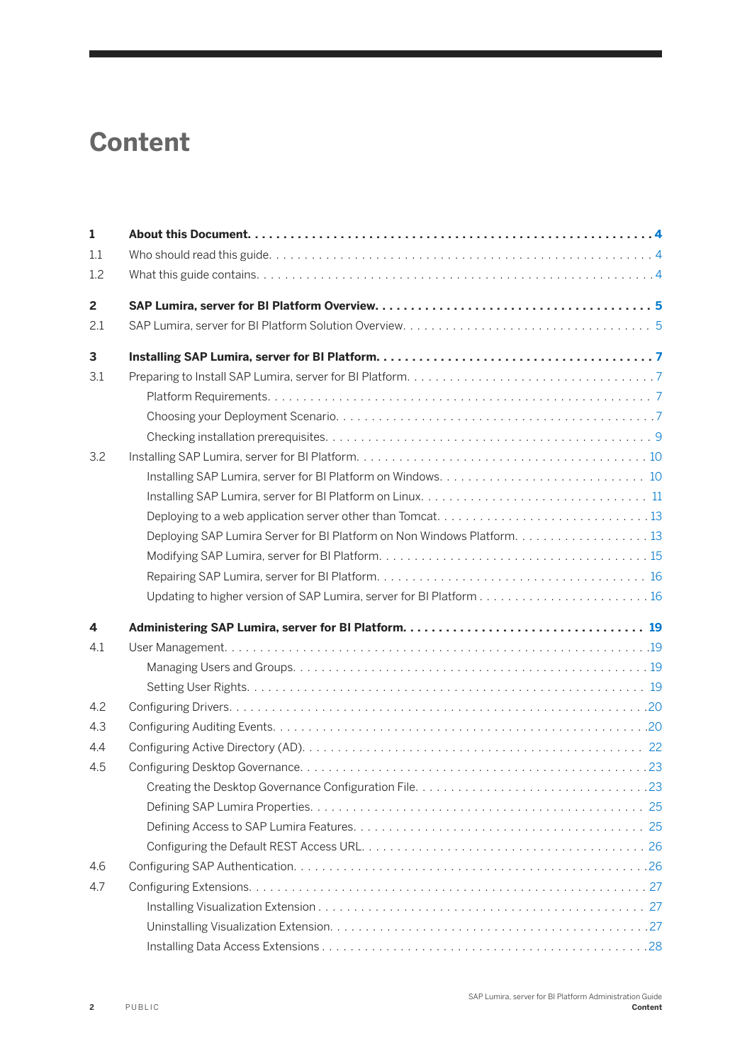# Content

**1 About this Document 4**

1.1 Who should read this guide 4

1.2 What this guide contains 4

**2 SAP Lumira, server for BI Platform Overview 5**

2.1 SAP Lumira, server for BI Platform Solution Overview 5

**3 Installing SAP Lumira, server for BI Platform 7**

3.1 Preparing to Install SAP Lumira, server for BI Platform 7

- Platform Requirements 7
- Choosing your Deployment Scenario 7
- Checking installation prerequisites 9

3.2 Installing SAP Lumira, server for BI Platform 10

- Installing SAP Lumira, server for BI Platform on Windows 10
- Installing SAP Lumira, server for BI Platform on Linux 11
- Deploying to a web application server other than Tomcat 13
- Deploying SAP Lumira Server for BI Platform on Non Windows Platform 13
- Modifying SAP Lumira, server for BI Platform 15
- Repairing SAP Lumira, server for BI Platform 16
- Updating to higher version of SAP Lumira, server for BI Platform 16

**4 Administering SAP Lumira, server for BI Platform 19**

4.1 User Management 19

- Managing Users and Groups 19
- Setting User Rights 19

4.2 Configuring Drivers 20

4.3 Configuring Auditing Events 20

4.4 Configuring Active Directory (AD) 22

4.5 Configuring Desktop Governance 23

- Creating the Desktop Governance Configuration File 23
- Defining SAP Lumira Properties 25
- Defining Access to SAP Lumira Features 25
- Configuring the Default REST Access URL 26

4.6 Configuring SAP Authentication 26

4.7 Configuring Extensions 27

- Installing Visualization Extension 27
- Uninstalling Visualization Extension 27
- Installing Data Access Extensions 28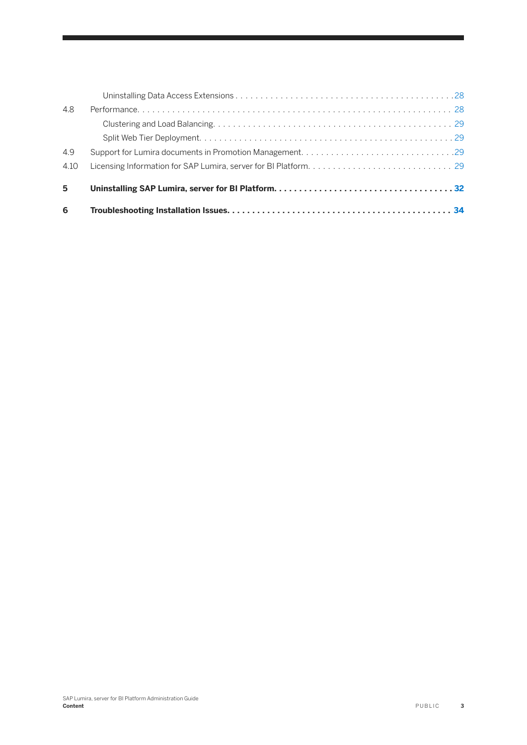Uninstalling Data Access Extensions . . . . . . . . . . . . . . . . . . . . . . . . . . . . . . . . . . . . . . . . . . . . 28

4.8 Performance. . . . . . . . . . . . . . . . . . . . . . . . . . . . . . . . . . . . . . . . . . . . . . . . . . . . . . . . . . . . . . 28

Clustering and Load Balancing. . . . . . . . . . . . . . . . . . . . . . . . . . . . . . . . . . . . . . . . . . . . . . . . . 29

Split Web Tier Deployment. . . . . . . . . . . . . . . . . . . . . . . . . . . . . . . . . . . . . . . . . . . . . . . . . . . 29

4.9 Support for Lumira documents in Promotion Management. . . . . . . . . . . . . . . . . . . . . . . . . . . . . . . 29

4.10 Licensing Information for SAP Lumira, server for BI Platform. . . . . . . . . . . . . . . . . . . . . . . . . . . . . 29

**5 Uninstalling SAP Lumira, server for BI Platform. . . . . . . . . . . . . . . . . . . . . . . . . . . . . . . . . . . . 32**

**6 Troubleshooting Installation Issues. . . . . . . . . . . . . . . . . . . . . . . . . . . . . . . . . . . . . . . . . . . . 34**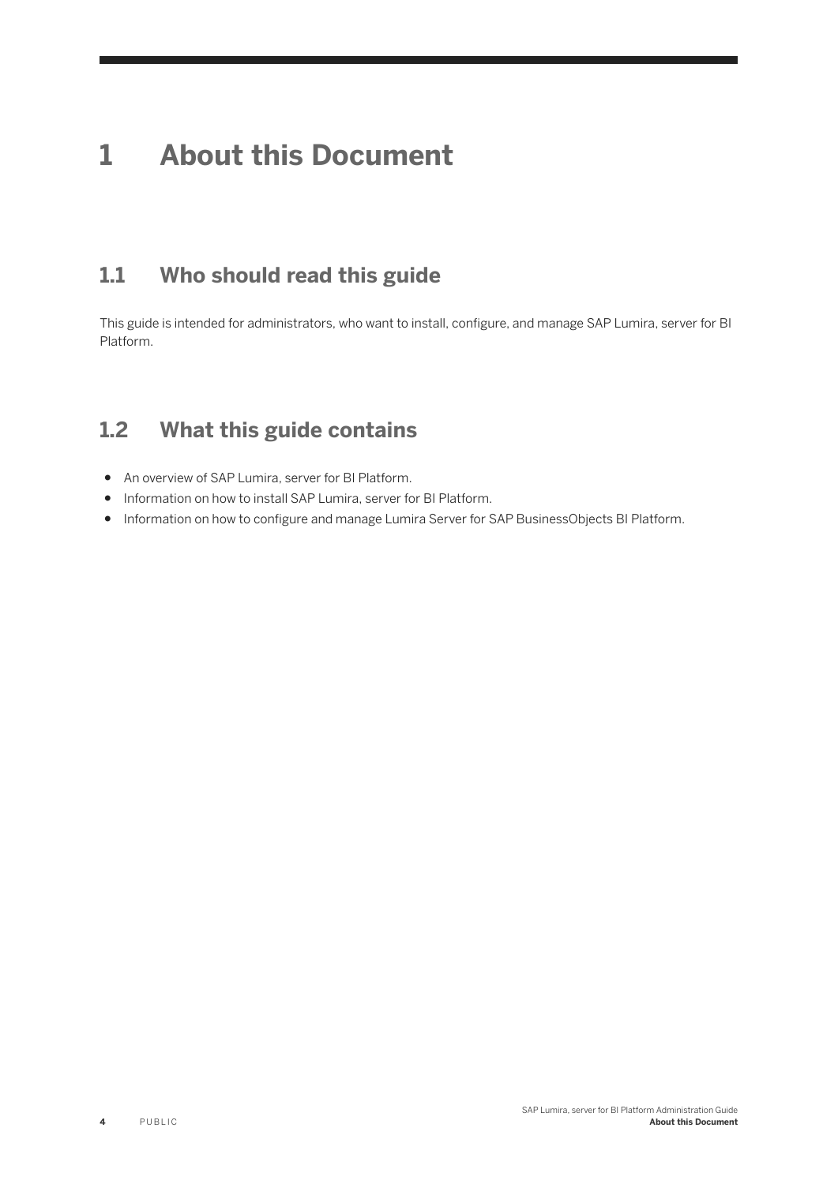# 1 About this Document

## 1.1 Who should read this guide

This guide is intended for administrators, who want to install, configure, and manage SAP Lumira, server for BI Platform.

## 1.2 What this guide contains

- An overview of SAP Lumira, server for BI Platform.
- Information on how to install SAP Lumira, server for BI Platform.
- Information on how to configure and manage Lumira Server for SAP BusinessObjects BI Platform.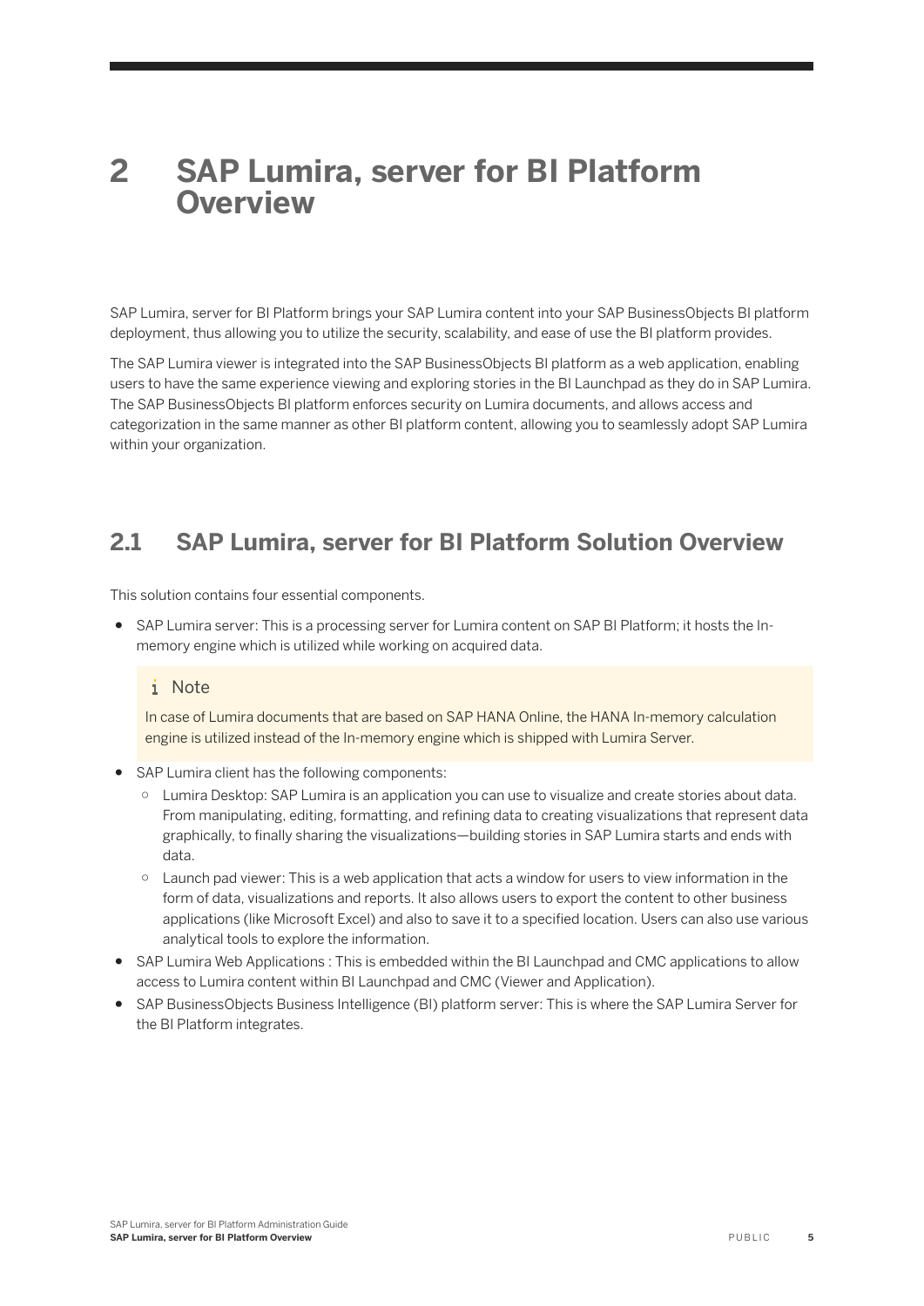# 2 SAP Lumira, server for BI Platform Overview

SAP Lumira, server for BI Platform brings your SAP Lumira content into your SAP BusinessObjects BI platform deployment, thus allowing you to utilize the security, scalability, and ease of use the BI platform provides.

The SAP Lumira viewer is integrated into the SAP BusinessObjects BI platform as a web application, enabling users to have the same experience viewing and exploring stories in the BI Launchpad as they do in SAP Lumira. The SAP BusinessObjects BI platform enforces security on Lumira documents, and allows access and categorization in the same manner as other BI platform content, allowing you to seamlessly adopt SAP Lumira within your organization.

## 2.1 SAP Lumira, server for BI Platform Solution Overview

This solution contains four essential components.

- SAP Lumira server: This is a processing server for Lumira content on SAP BI Platform; it hosts the In-memory engine which is utilized while working on acquired data.

  > **Note**
  >
  > In case of Lumira documents that are based on SAP HANA Online, the HANA In-memory calculation engine is utilized instead of the In-memory engine which is shipped with Lumira Server.

- SAP Lumira client has the following components:
  - Lumira Desktop: SAP Lumira is an application you can use to visualize and create stories about data. From manipulating, editing, formatting, and refining data to creating visualizations that represent data graphically, to finally sharing the visualizations—building stories in SAP Lumira starts and ends with data.
  - Launch pad viewer: This is a web application that acts a window for users to view information in the form of data, visualizations and reports. It also allows users to export the content to other business applications (like Microsoft Excel) and also to save it to a specified location. Users can also use various analytical tools to explore the information.
- SAP Lumira Web Applications : This is embedded within the BI Launchpad and CMC applications to allow access to Lumira content within BI Launchpad and CMC (Viewer and Application).
- SAP BusinessObjects Business Intelligence (BI) platform server: This is where the SAP Lumira Server for the BI Platform integrates.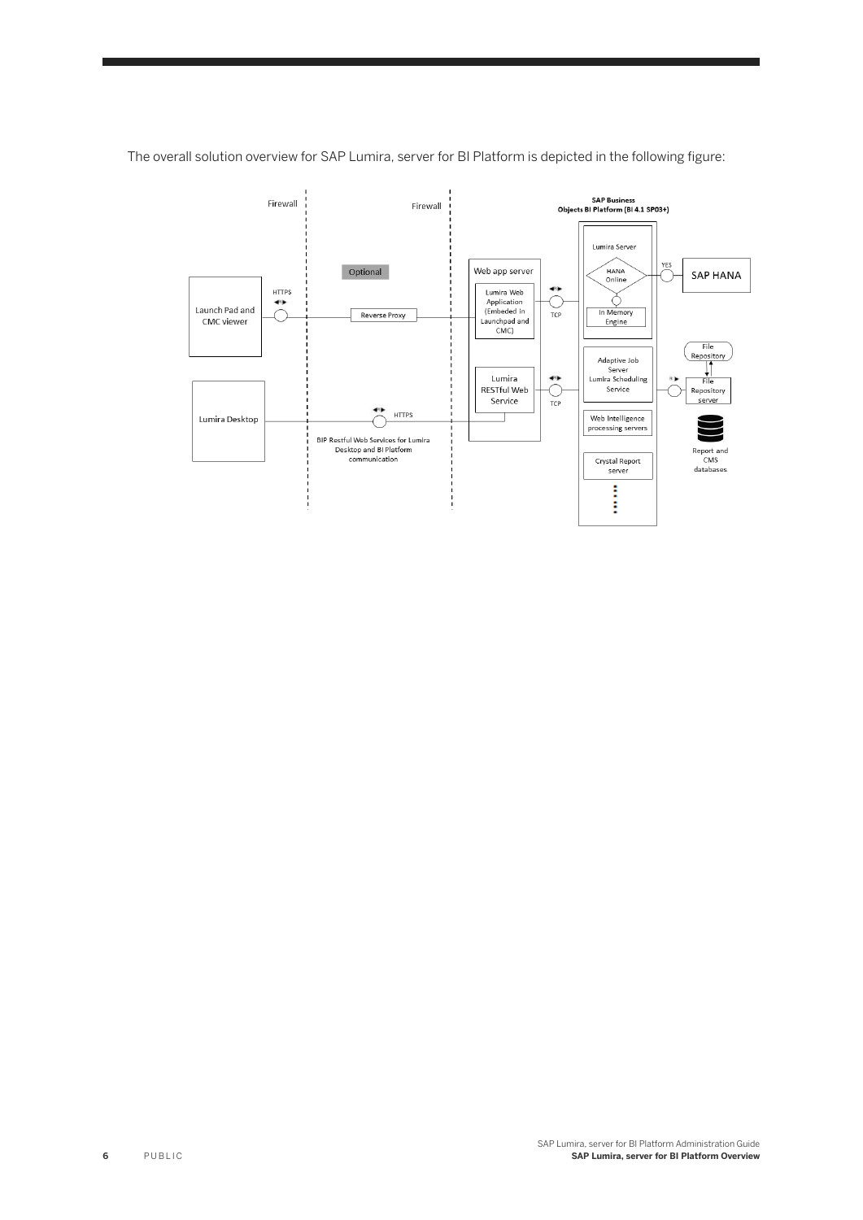The overall solution overview for SAP Lumira, server for BI Platform is depicted in the following figure: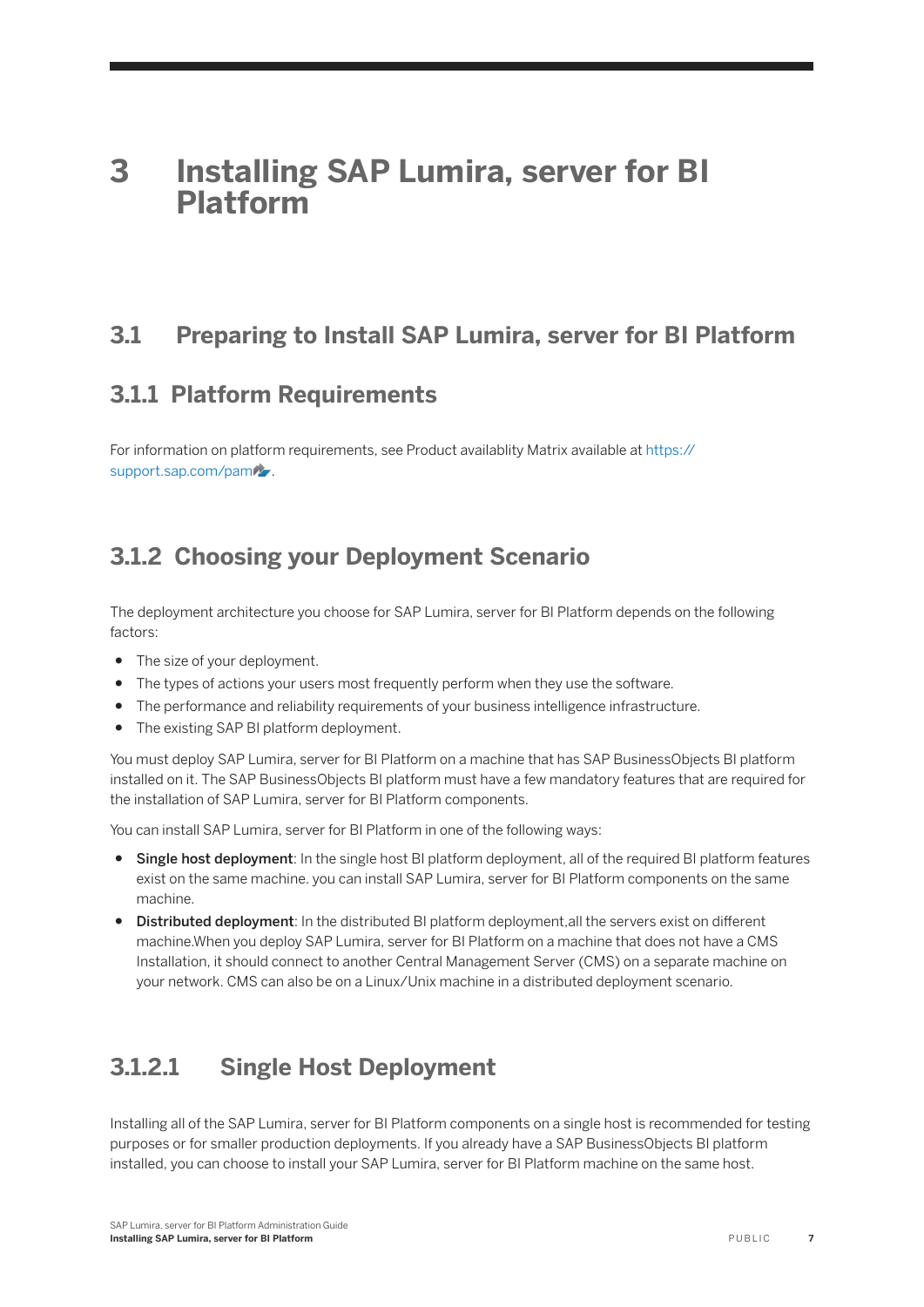# 3 Installing SAP Lumira, server for BI Platform

## 3.1 Preparing to Install SAP Lumira, server for BI Platform

### 3.1.1 Platform Requirements

For information on platform requirements, see Product availablity Matrix available at https://support.sap.com/pam.

### 3.1.2 Choosing your Deployment Scenario

The deployment architecture you choose for SAP Lumira, server for BI Platform depends on the following factors:

- The size of your deployment.
- The types of actions your users most frequently perform when they use the software.
- The performance and reliability requirements of your business intelligence infrastructure.
- The existing SAP BI platform deployment.

You must deploy SAP Lumira, server for BI Platform on a machine that has SAP BusinessObjects BI platform installed on it. The SAP BusinessObjects BI platform must have a few mandatory features that are required for the installation of SAP Lumira, server for BI Platform components.

You can install SAP Lumira, server for BI Platform in one of the following ways:

- **Single host deployment**: In the single host BI platform deployment, all of the required BI platform features exist on the same machine. you can install SAP Lumira, server for BI Platform components on the same machine.
- **Distributed deployment**: In the distributed BI platform deployment,all the servers exist on different machine.When you deploy SAP Lumira, server for BI Platform on a machine that does not have a CMS Installation, it should connect to another Central Management Server (CMS) on a separate machine on your network. CMS can also be on a Linux/Unix machine in a distributed deployment scenario.

#### 3.1.2.1 Single Host Deployment

Installing all of the SAP Lumira, server for BI Platform components on a single host is recommended for testing purposes or for smaller production deployments. If you already have a SAP BusinessObjects BI platform installed, you can choose to install your SAP Lumira, server for BI Platform machine on the same host.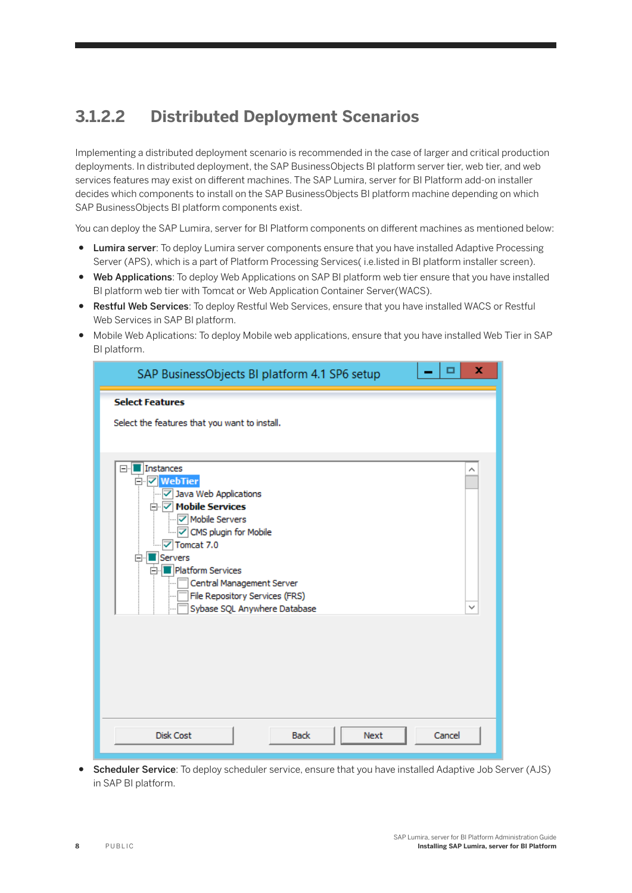### 3.1.2.2 Distributed Deployment Scenarios

Implementing a distributed deployment scenario is recommended in the case of larger and critical production deployments. In distributed deployment, the SAP BusinessObjects BI platform server tier, web tier, and web services features may exist on different machines. The SAP Lumira, server for BI Platform add-on installer decides which components to install on the SAP BusinessObjects BI platform machine depending on which SAP BusinessObjects BI platform components exist.

You can deploy the SAP Lumira, server for BI Platform components on different machines as mentioned below:

- **Lumira server**: To deploy Lumira server components ensure that you have installed Adaptive Processing Server (APS), which is a part of Platform Processing Services( i.e.listed in BI platform installer screen).
- **Web Applications**: To deploy Web Applications on SAP BI platform web tier ensure that you have installed BI platform web tier with Tomcat or Web Application Container Server(WACS).
- **Restful Web Services**: To deploy Restful Web Services, ensure that you have installed WACS or Restful Web Services in SAP BI platform.
- Mobile Web Aplications: To deploy Mobile web applications, ensure that you have installed Web Tier in SAP BI platform.
- **Scheduler Service**: To deploy scheduler service, ensure that you have installed Adaptive Job Server (AJS) in SAP BI platform.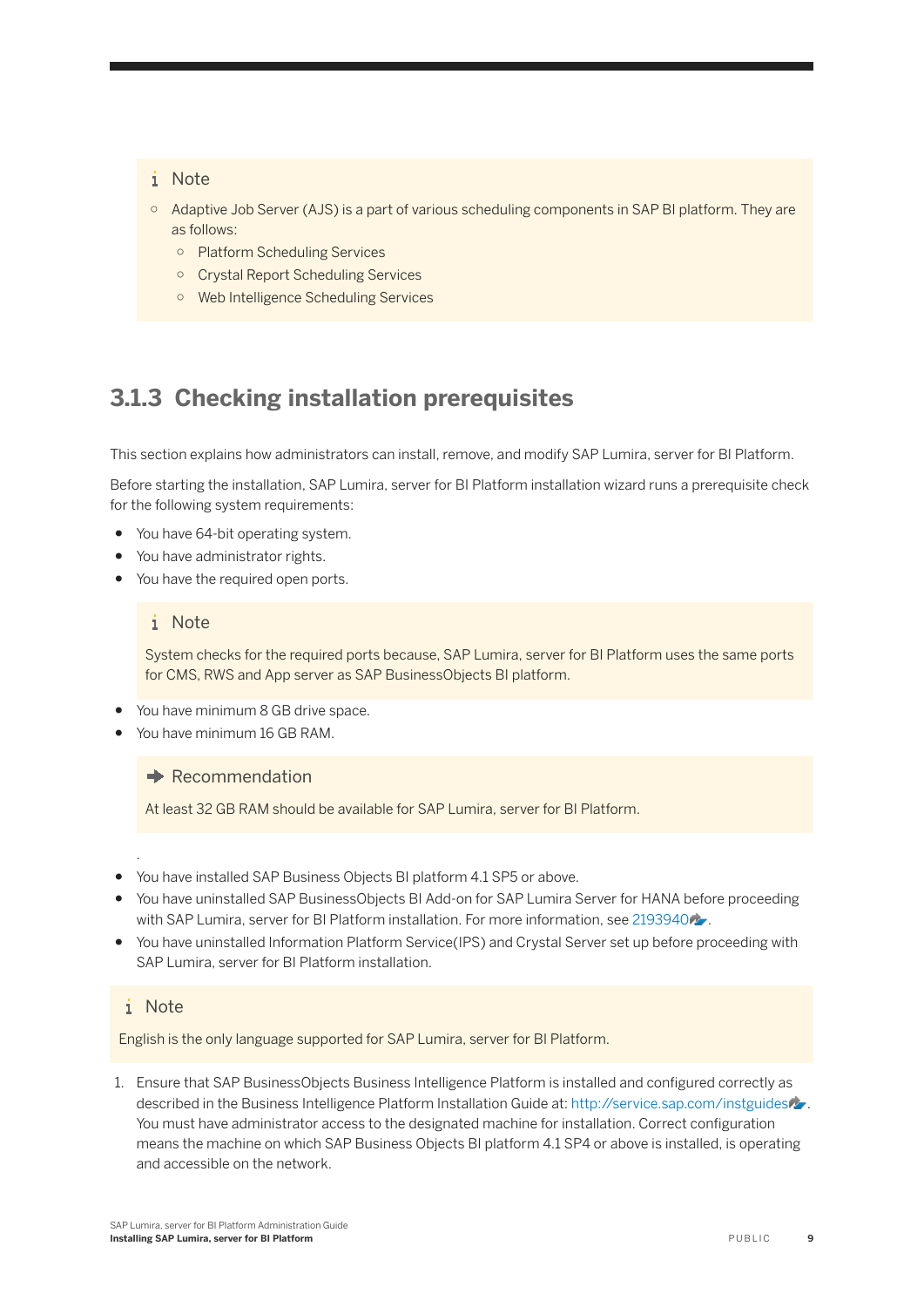> **Note**
>
> - Adaptive Job Server (AJS) is a part of various scheduling components in SAP BI platform. They are as follows:
>   - Platform Scheduling Services
>   - Crystal Report Scheduling Services
>   - Web Intelligence Scheduling Services

### 3.1.3 Checking installation prerequisites

This section explains how administrators can install, remove, and modify SAP Lumira, server for BI Platform.

Before starting the installation, SAP Lumira, server for BI Platform installation wizard runs a prerequisite check for the following system requirements:

- You have 64-bit operating system.
- You have administrator rights.
- You have the required open ports.

> **Note**
>
> System checks for the required ports because, SAP Lumira, server for BI Platform uses the same ports for CMS, RWS and App server as SAP BusinessObjects BI platform.

- You have minimum 8 GB drive space.
- You have minimum 16 GB RAM.

> **Recommendation**
>
> At least 32 GB RAM should be available for SAP Lumira, server for BI Platform.

.

- You have installed SAP Business Objects BI platform 4.1 SP5 or above.
- You have uninstalled SAP BusinessObjects BI Add-on for SAP Lumira Server for HANA before proceeding with SAP Lumira, server for BI Platform installation. For more information, see 2193940.
- You have uninstalled Information Platform Service(IPS) and Crystal Server set up before proceeding with SAP Lumira, server for BI Platform installation.

> **Note**
>
> English is the only language supported for SAP Lumira, server for BI Platform.

1. Ensure that SAP BusinessObjects Business Intelligence Platform is installed and configured correctly as described in the Business Intelligence Platform Installation Guide at: http://service.sap.com/instguides. You must have administrator access to the designated machine for installation. Correct configuration means the machine on which SAP Business Objects BI platform 4.1 SP4 or above is installed, is operating and accessible on the network.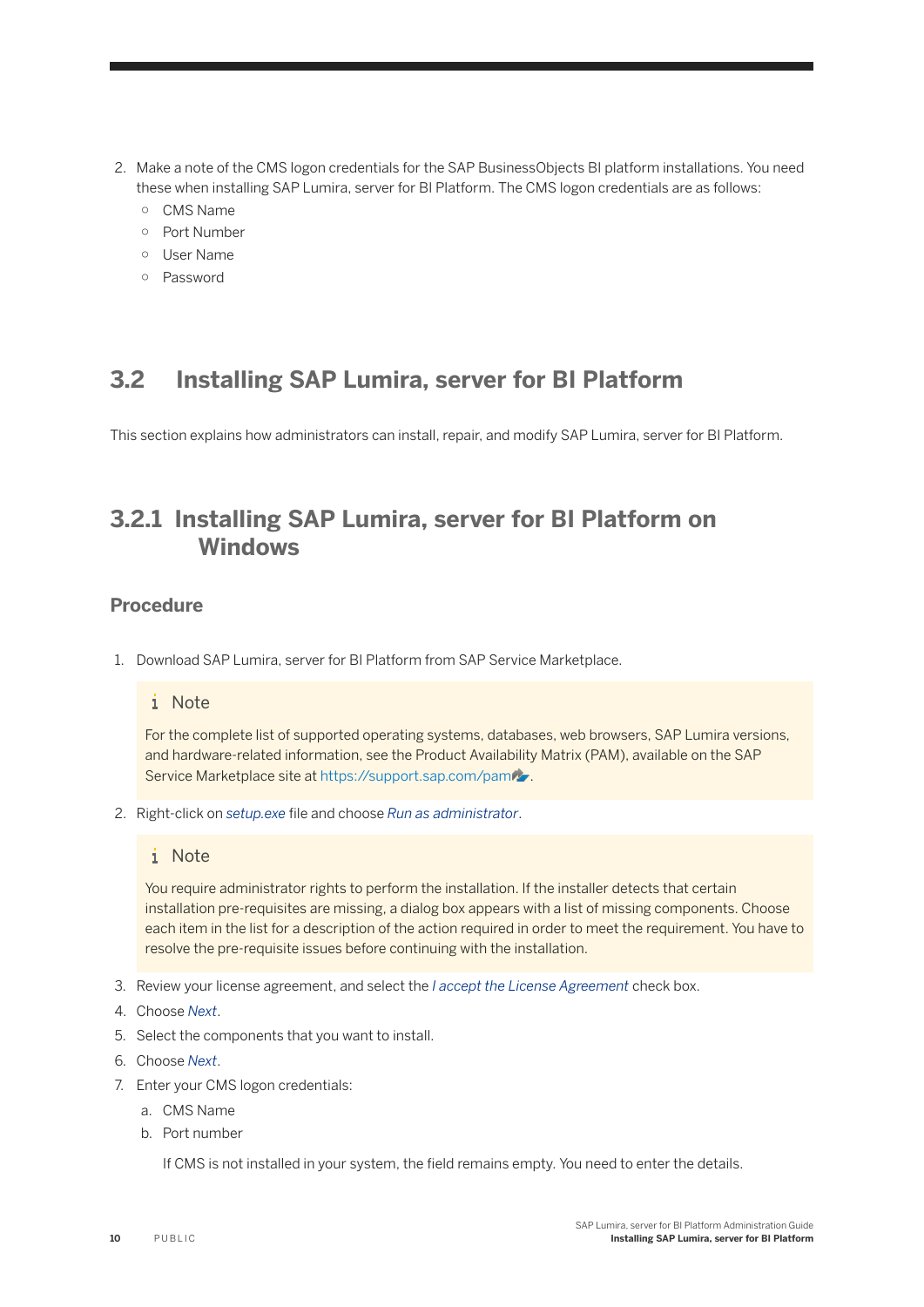2. Make a note of the CMS logon credentials for the SAP BusinessObjects BI platform installations. You need these when installing SAP Lumira, server for BI Platform. The CMS logon credentials are as follows:
    - CMS Name
    - Port Number
    - User Name
    - Password

## 3.2 Installing SAP Lumira, server for BI Platform

This section explains how administrators can install, repair, and modify SAP Lumira, server for BI Platform.

### 3.2.1 Installing SAP Lumira, server for BI Platform on Windows

#### Procedure

1. Download SAP Lumira, server for BI Platform from SAP Service Marketplace.

    > **Note**
    >
    > For the complete list of supported operating systems, databases, web browsers, SAP Lumira versions, and hardware-related information, see the Product Availability Matrix (PAM), available on the SAP Service Marketplace site at https://support.sap.com/pam.

2. Right-click on *setup.exe* file and choose *Run as administrator*.

    > **Note**
    >
    > You require administrator rights to perform the installation. If the installer detects that certain installation pre-requisites are missing, a dialog box appears with a list of missing components. Choose each item in the list for a description of the action required in order to meet the requirement. You have to resolve the pre-requisite issues before continuing with the installation.

3. Review your license agreement, and select the *I accept the License Agreement* check box.
4. Choose *Next*.
5. Select the components that you want to install.
6. Choose *Next*.
7. Enter your CMS logon credentials:
    a. CMS Name
    b. Port number

    If CMS is not installed in your system, the field remains empty. You need to enter the details.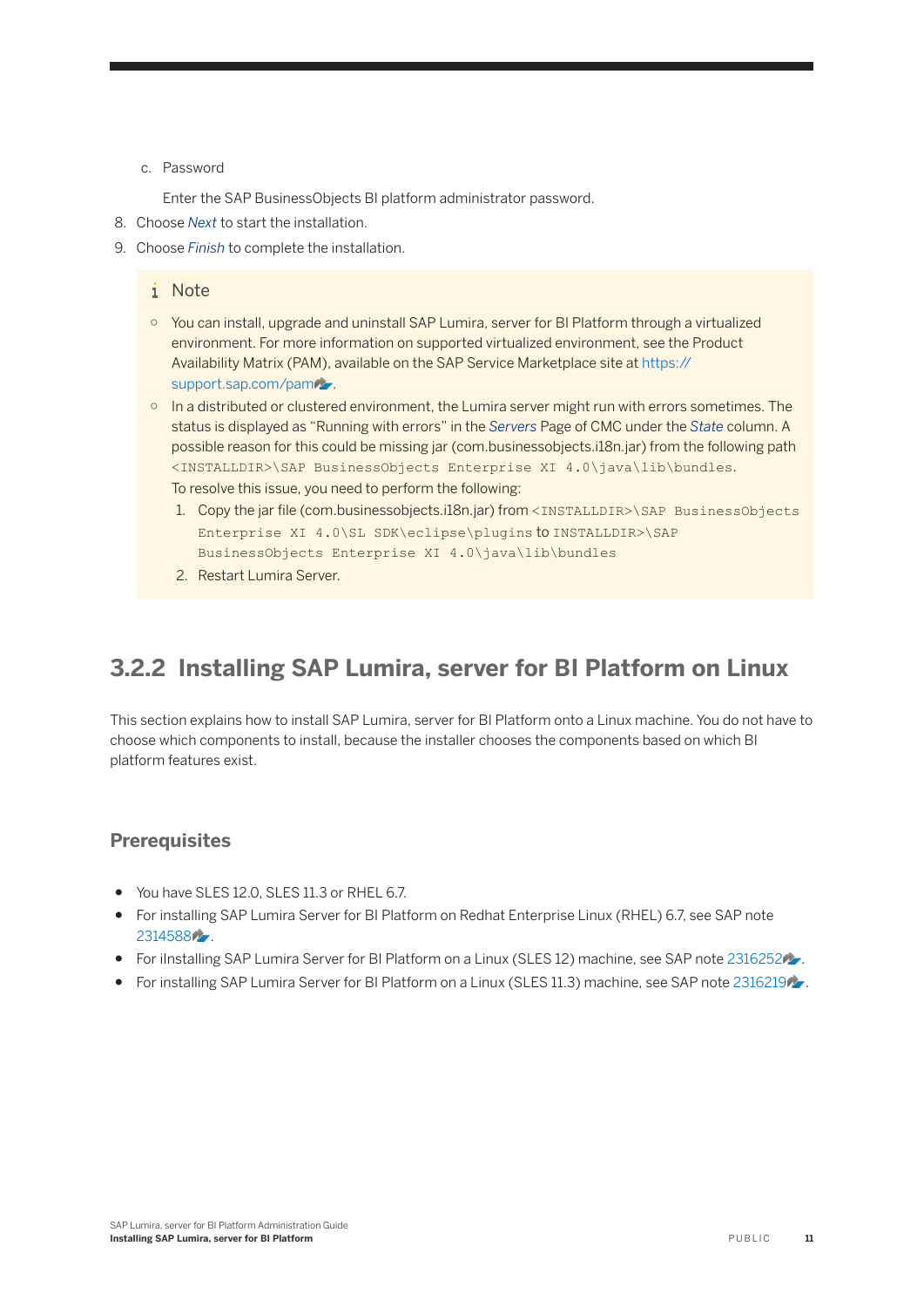c. Password

   Enter the SAP BusinessObjects BI platform administrator password.

8. Choose *Next* to start the installation.
9. Choose *Finish* to complete the installation.

> **Note**
>
> - You can install, upgrade and uninstall SAP Lumira, server for BI Platform through a virtualized environment. For more information on supported virtualized environment, see the Product Availability Matrix (PAM), available on the SAP Service Marketplace site at https://support.sap.com/pam.
> - In a distributed or clustered environment, the Lumira server might run with errors sometimes. The status is displayed as "Running with errors" in the *Servers* Page of CMC under the *State* column. A possible reason for this could be missing jar (com.businessobjects.i18n.jar) from the following path `<INSTALLDIR>\SAP BusinessObjects Enterprise XI 4.0\java\lib\bundles`.
>   To resolve this issue, you need to perform the following:
>   1. Copy the jar file (com.businessobjects.i18n.jar) from `<INSTALLDIR>\SAP BusinessObjects Enterprise XI 4.0\SL SDK\eclipse\plugins` to `INSTALLDIR>\SAP BusinessObjects Enterprise XI 4.0\java\lib\bundles`
>   2. Restart Lumira Server.

## 3.2.2 Installing SAP Lumira, server for BI Platform on Linux

This section explains how to install SAP Lumira, server for BI Platform onto a Linux machine. You do not have to choose which components to install, because the installer chooses the components based on which BI platform features exist.

### Prerequisites

- You have SLES 12.0, SLES 11.3 or RHEL 6.7.
- For installing SAP Lumira Server for BI Platform on Redhat Enterprise Linux (RHEL) 6.7, see SAP note 2314588.
- For iInstalling SAP Lumira Server for BI Platform on a Linux (SLES 12) machine, see SAP note 2316252.
- For installing SAP Lumira Server for BI Platform on a Linux (SLES 11.3) machine, see SAP note 2316219.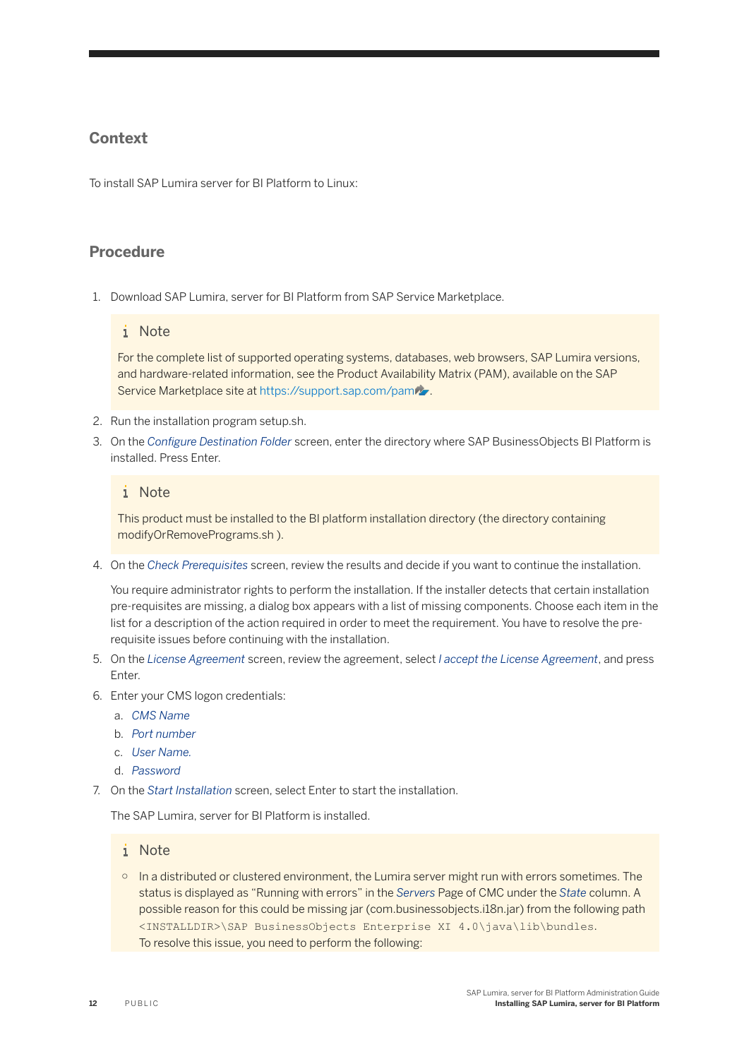## Context

To install SAP Lumira server for BI Platform to Linux:

## Procedure

1. Download SAP Lumira, server for BI Platform from SAP Service Marketplace.

   > **Note**
   >
   > For the complete list of supported operating systems, databases, web browsers, SAP Lumira versions, and hardware-related information, see the Product Availability Matrix (PAM), available on the SAP Service Marketplace site at https://support.sap.com/pam.

2. Run the installation program setup.sh.
3. On the *Configure Destination Folder* screen, enter the directory where SAP BusinessObjects BI Platform is installed. Press Enter.

   > **Note**
   >
   > This product must be installed to the BI platform installation directory (the directory containing modifyOrRemovePrograms.sh ).

4. On the *Check Prerequisites* screen, review the results and decide if you want to continue the installation.

   You require administrator rights to perform the installation. If the installer detects that certain installation pre-requisites are missing, a dialog box appears with a list of missing components. Choose each item in the list for a description of the action required in order to meet the requirement. You have to resolve the pre-requisite issues before continuing with the installation.
5. On the *License Agreement* screen, review the agreement, select *I accept the License Agreement*, and press Enter.
6. Enter your CMS logon credentials:
   a. *CMS Name*
   b. *Port number*
   c. *User Name.*
   d. *Password*
7. On the *Start Installation* screen, select Enter to start the installation.

   The SAP Lumira, server for BI Platform is installed.

   > **Note**
   >
   > - In a distributed or clustered environment, the Lumira server might run with errors sometimes. The status is displayed as "Running with errors" in the *Servers* Page of CMC under the *State* column. A possible reason for this could be missing jar (com.businessobjects.i18n.jar) from the following path `<INSTALLDIR>\SAP BusinessObjects Enterprise XI 4.0\java\lib\bundles`.
   >   To resolve this issue, you need to perform the following: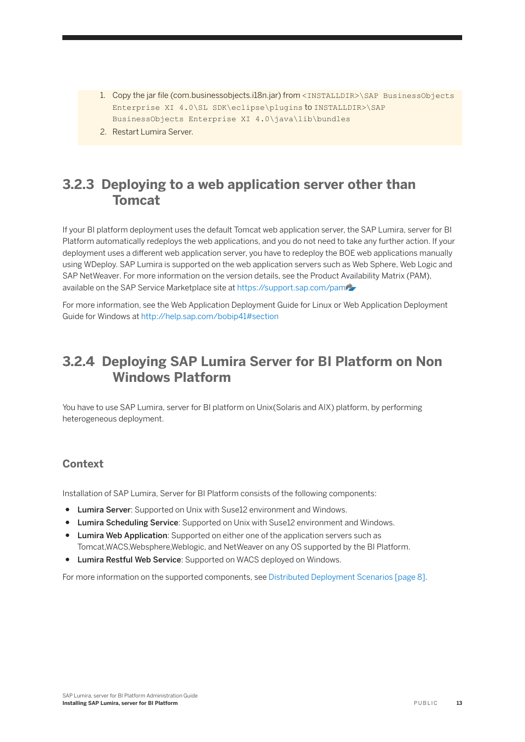1. Copy the jar file (com.businessobjects.i18n.jar) from `<INSTALLDIR>\SAP BusinessObjects Enterprise XI 4.0\SL SDK\eclipse\plugins` to `INSTALLDIR>\SAP BusinessObjects Enterprise XI 4.0\java\lib\bundles`
2. Restart Lumira Server.

## 3.2.3 Deploying to a web application server other than Tomcat

If your BI platform deployment uses the default Tomcat web application server, the SAP Lumira, server for BI Platform automatically redeploys the web applications, and you do not need to take any further action. If your deployment uses a different web application server, you have to redeploy the BOE web applications manually using WDeploy. SAP Lumira is supported on the web application servers such as Web Sphere, Web Logic and SAP NetWeaver. For more information on the version details, see the Product Availability Matrix (PAM), available on the SAP Service Marketplace site at https://support.sap.com/pam

For more information, see the Web Application Deployment Guide for Linux or Web Application Deployment Guide for Windows at http://help.sap.com/bobip41#section

## 3.2.4 Deploying SAP Lumira Server for BI Platform on Non Windows Platform

You have to use SAP Lumira, server for BI platform on Unix(Solaris and AIX) platform, by performing heterogeneous deployment.

### Context

Installation of SAP Lumira, Server for BI Platform consists of the following components:

- **Lumira Server**: Supported on Unix with Suse12 environment and Windows.
- **Lumira Scheduling Service**: Supported on Unix with Suse12 environment and Windows.
- **Lumira Web Application**: Supported on either one of the application servers such as Tomcat,WACS,Websphere,Weblogic, and NetWeaver on any OS supported by the BI Platform.
- **Lumira Restful Web Service**: Supported on WACS deployed on Windows.

For more information on the supported components, see Distributed Deployment Scenarios [page 8].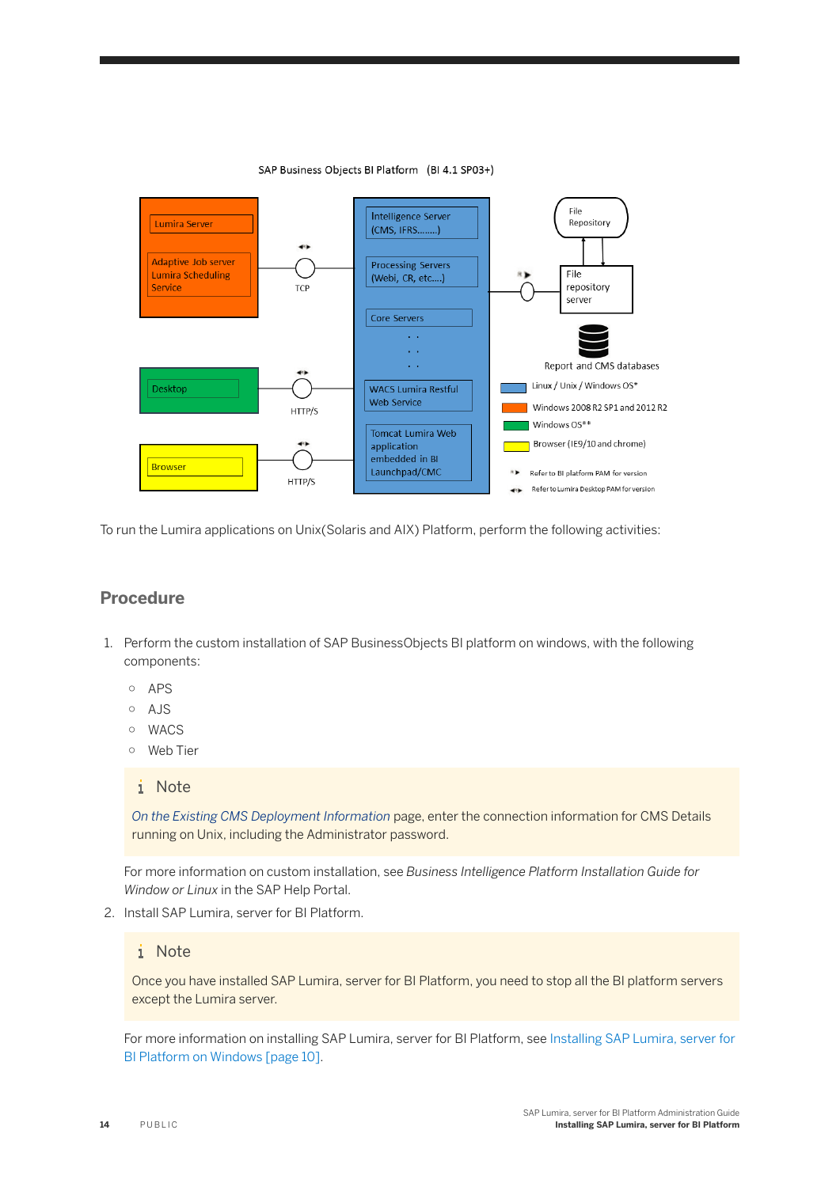SAP Business Objects BI Platform (BI 4.1 SP03+)

Lumira Server

Adaptive Job server Lumira Scheduling Service

TCP

Intelligence Server (CMS, IFRS........)

Processing Servers (Webi, CR, etc....)

Core Servers

WACS Lumira Restful Web Service

Tomcat Lumira Web application embedded in BI Launchpad/CMC

File Repository

File repository server

Report and CMS databases

Desktop

HTTP/S

Browser

HTTP/S

Linux / Unix / Windows OS*

Windows 2008 R2 SP1 and 2012 R2

Windows OS**

Browser (IE9/10 and chrome)

Refer to BI platform PAM for version

Refer to Lumira Desktop PAM for version

To run the Lumira applications on Unix(Solaris and AIX) Platform, perform the following activities:

## Procedure

1. Perform the custom installation of SAP BusinessObjects BI platform on windows, with the following components:
   - APS
   - AJS
   - WACS
   - Web Tier

   > **Note**
   >
   > *On the Existing CMS Deployment Information* page, enter the connection information for CMS Details running on Unix, including the Administrator password.

   For more information on custom installation, see *Business Intelligence Platform Installation Guide for Window or Linux* in the SAP Help Portal.

2. Install SAP Lumira, server for BI Platform.

   > **Note**
   >
   > Once you have installed SAP Lumira, server for BI Platform, you need to stop all the BI platform servers except the Lumira server.

   For more information on installing SAP Lumira, server for BI Platform, see Installing SAP Lumira, server for BI Platform on Windows [page 10].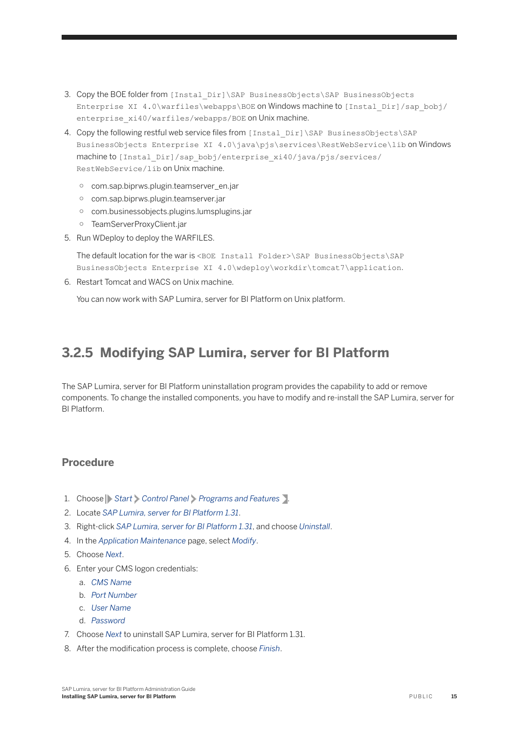3. Copy the BOE folder from `[Instal_Dir]\SAP BusinessObjects\SAP BusinessObjects Enterprise XI 4.0\warfiles\webapps\BOE` on Windows machine to `[Instal_Dir]/sap_bobj/enterprise_xi40/warfiles/webapps/BOE` on Unix machine.
4. Copy the following restful web service files from `[Instal_Dir]\SAP BusinessObjects\SAP BusinessObjects Enterprise XI 4.0\java\pjs\services\RestWebService\lib` on Windows machine to `[Instal_Dir]/sap_bobj/enterprise_xi40/java/pjs/services/RestWebService/lib` on Unix machine.
    - com.sap.biprws.plugin.teamserver_en.jar
    - com.sap.biprws.plugin.teamserver.jar
    - com.businessobjects.plugins.lumsplugins.jar
    - TeamServerProxyClient.jar
5. Run WDeploy to deploy the WARFILES.

    The default location for the war is `<BOE Install Folder>\SAP BusinessObjects\SAP BusinessObjects Enterprise XI 4.0\wdeploy\workdir\tomcat7\application`.
6. Restart Tomcat and WACS on Unix machine.

    You can now work with SAP Lumira, server for BI Platform on Unix platform.

## 3.2.5 Modifying SAP Lumira, server for BI Platform

The SAP Lumira, server for BI Platform uninstallation program provides the capability to add or remove components. To change the installed components, you have to modify and re-install the SAP Lumira, server for BI Platform.

### Procedure

1. Choose *Start* > *Control Panel* > *Programs and Features*.
2. Locate *SAP Lumira, server for BI Platform 1.31*.
3. Right-click *SAP Lumira, server for BI Platform 1.31*, and choose *Uninstall*.
4. In the *Application Maintenance* page, select *Modify*.
5. Choose *Next*.
6. Enter your CMS logon credentials:
    a. *CMS Name*
    b. *Port Number*
    c. *User Name*
    d. *Password*
7. Choose *Next* to uninstall SAP Lumira, server for BI Platform 1.31.
8. After the modification process is complete, choose *Finish*.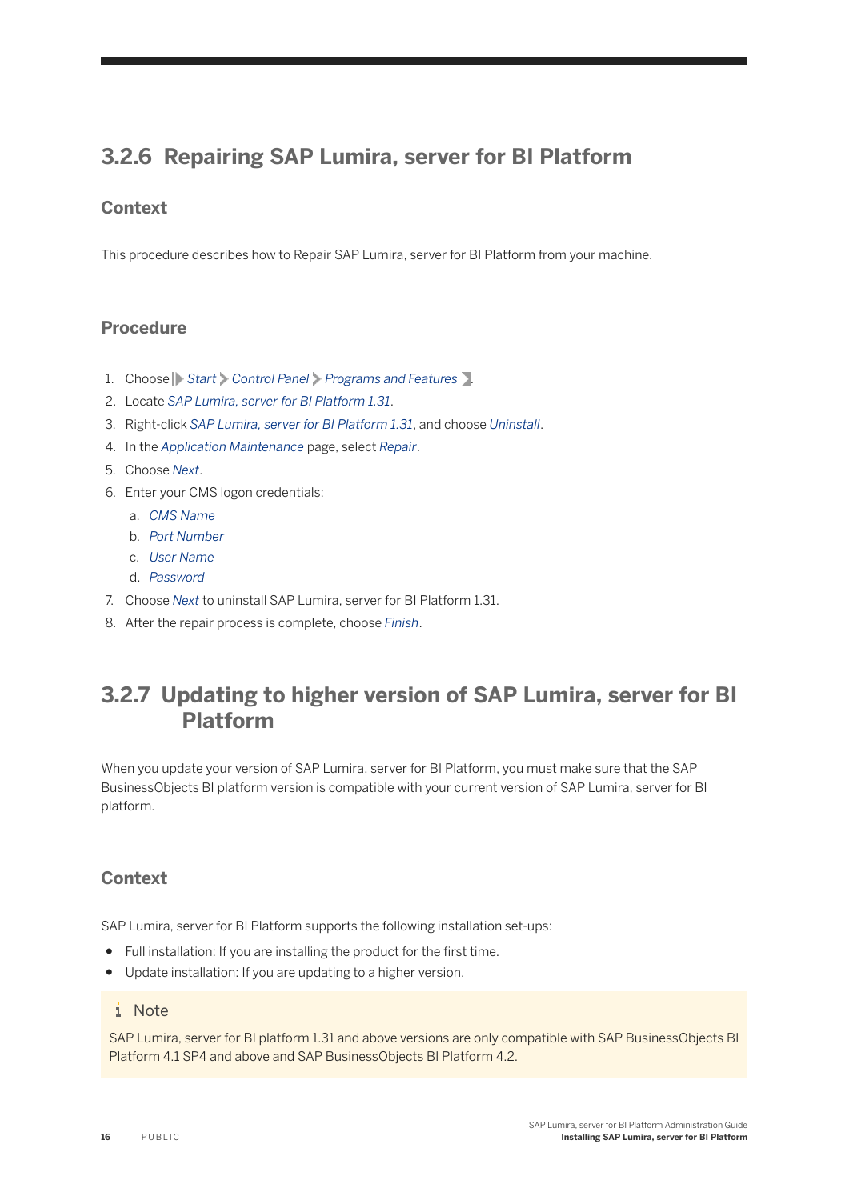## 3.2.6 Repairing SAP Lumira, server for BI Platform

### Context

This procedure describes how to Repair SAP Lumira, server for BI Platform from your machine.

### Procedure

1. Choose *Start* > *Control Panel* > *Programs and Features*.
2. Locate *SAP Lumira, server for BI Platform 1.31*.
3. Right-click *SAP Lumira, server for BI Platform 1.31*, and choose *Uninstall*.
4. In the *Application Maintenance* page, select *Repair*.
5. Choose *Next*.
6. Enter your CMS logon credentials:
   a. *CMS Name*
   b. *Port Number*
   c. *User Name*
   d. *Password*
7. Choose *Next* to uninstall SAP Lumira, server for BI Platform 1.31.
8. After the repair process is complete, choose *Finish*.

## 3.2.7 Updating to higher version of SAP Lumira, server for BI Platform

When you update your version of SAP Lumira, server for BI Platform, you must make sure that the SAP BusinessObjects BI platform version is compatible with your current version of SAP Lumira, server for BI platform.

### Context

SAP Lumira, server for BI Platform supports the following installation set-ups:

- Full installation: If you are installing the product for the first time.
- Update installation: If you are updating to a higher version.

> **Note**
>
> SAP Lumira, server for BI platform 1.31 and above versions are only compatible with SAP BusinessObjects BI Platform 4.1 SP4 and above and SAP BusinessObjects BI Platform 4.2.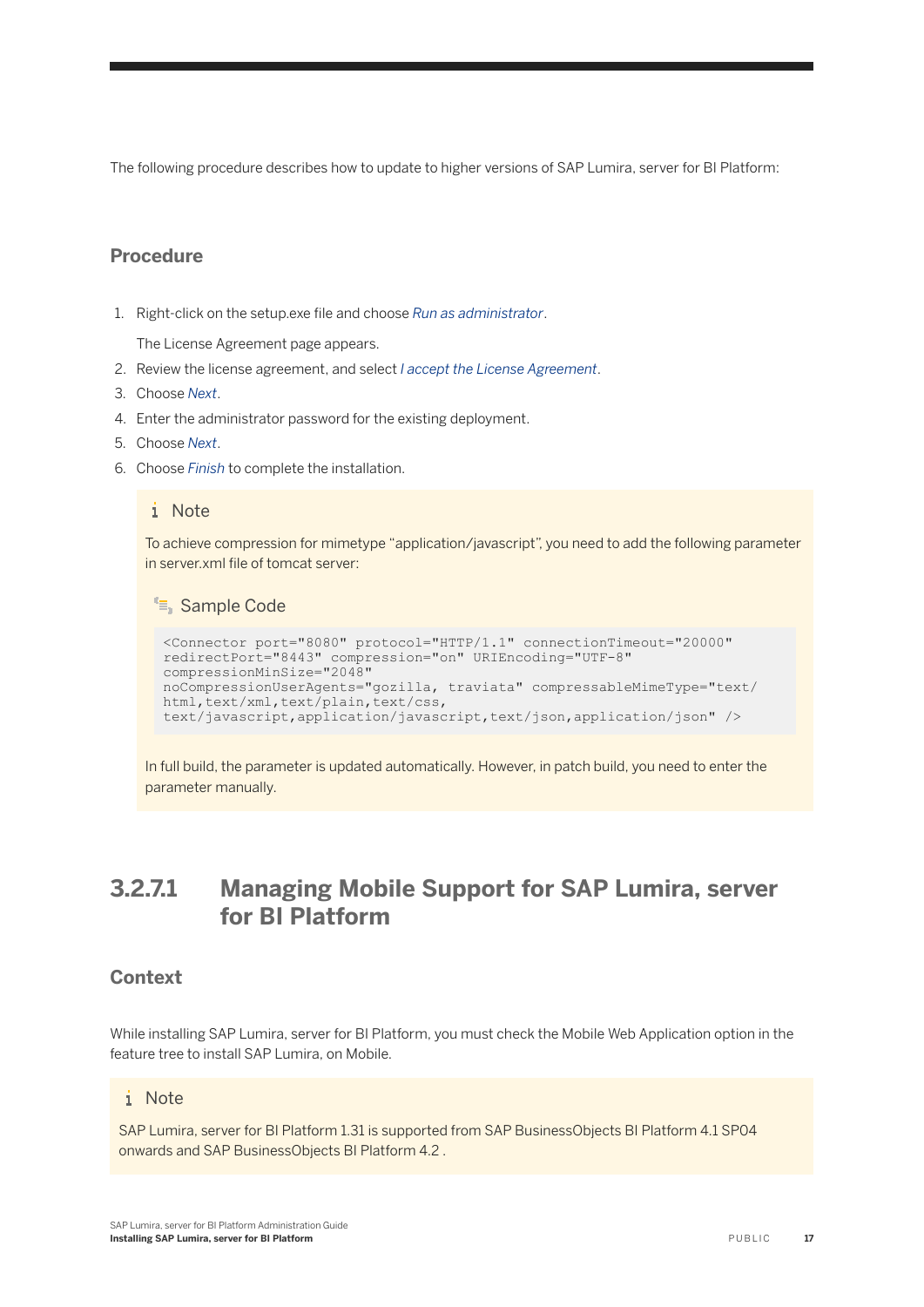The following procedure describes how to update to higher versions of SAP Lumira, server for BI Platform:

### Procedure

1. Right-click on the setup.exe file and choose *Run as administrator*.

   The License Agreement page appears.
2. Review the license agreement, and select *I accept the License Agreement*.
3. Choose *Next*.
4. Enter the administrator password for the existing deployment.
5. Choose *Next*.
6. Choose *Finish* to complete the installation.

> **Note**
>
> To achieve compression for mimetype "application/javascript", you need to add the following parameter in server.xml file of tomcat server:
>
> **Sample Code**
>
> ```
> <Connector port="8080" protocol="HTTP/1.1" connectionTimeout="20000"
> redirectPort="8443" compression="on" URIEncoding="UTF-8"
> compressionMinSize="2048"
> noCompressionUserAgents="gozilla, traviata" compressableMimeType="text/
> html,text/xml,text/plain,text/css,
> text/javascript,application/javascript,text/json,application/json" />
> ```
>
> In full build, the parameter is updated automatically. However, in patch build, you need to enter the parameter manually.

## 3.2.7.1 Managing Mobile Support for SAP Lumira, server for BI Platform

### Context

While installing SAP Lumira, server for BI Platform, you must check the Mobile Web Application option in the feature tree to install SAP Lumira, on Mobile.

> **Note**
>
> SAP Lumira, server for BI Platform 1.31 is supported from SAP BusinessObjects BI Platform 4.1 SP04 onwards and SAP BusinessObjects BI Platform 4.2 .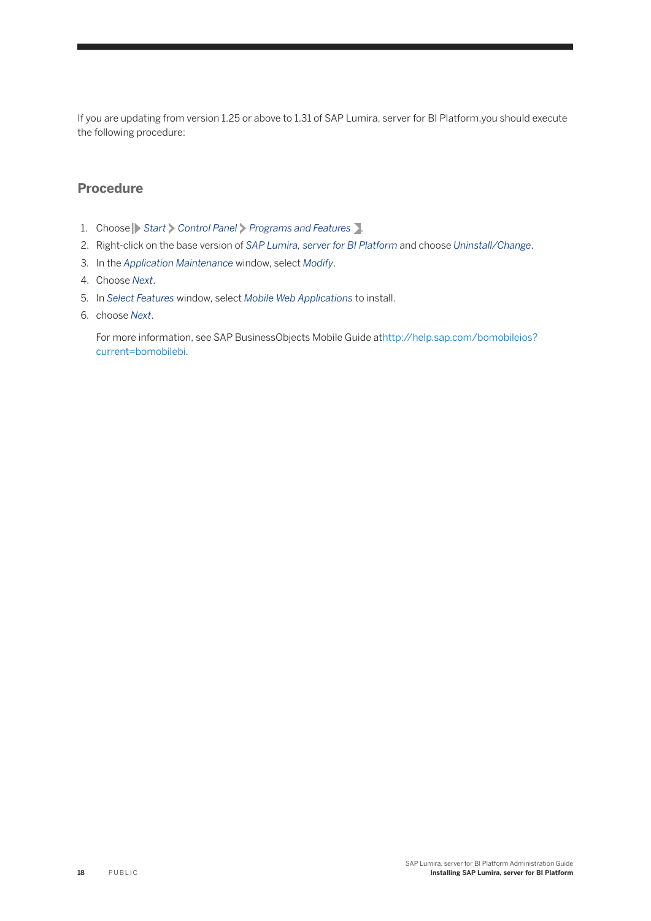If you are updating from version 1.25 or above to 1.31 of SAP Lumira, server for BI Platform,you should execute the following procedure:

## Procedure

1. Choose *Start* > *Control Panel* > *Programs and Features*.
2. Right-click on the base version of *SAP Lumira, server for BI Platform* and choose *Uninstall/Change*.
3. In the *Application Maintenance* window, select *Modify*.
4. Choose *Next*.
5. In *Select Features* window, select *Mobile Web Applications* to install.
6. choose *Next*.

   For more information, see SAP BusinessObjects Mobile Guide athttp://help.sap.com/bomobileios?current=bomobilebi.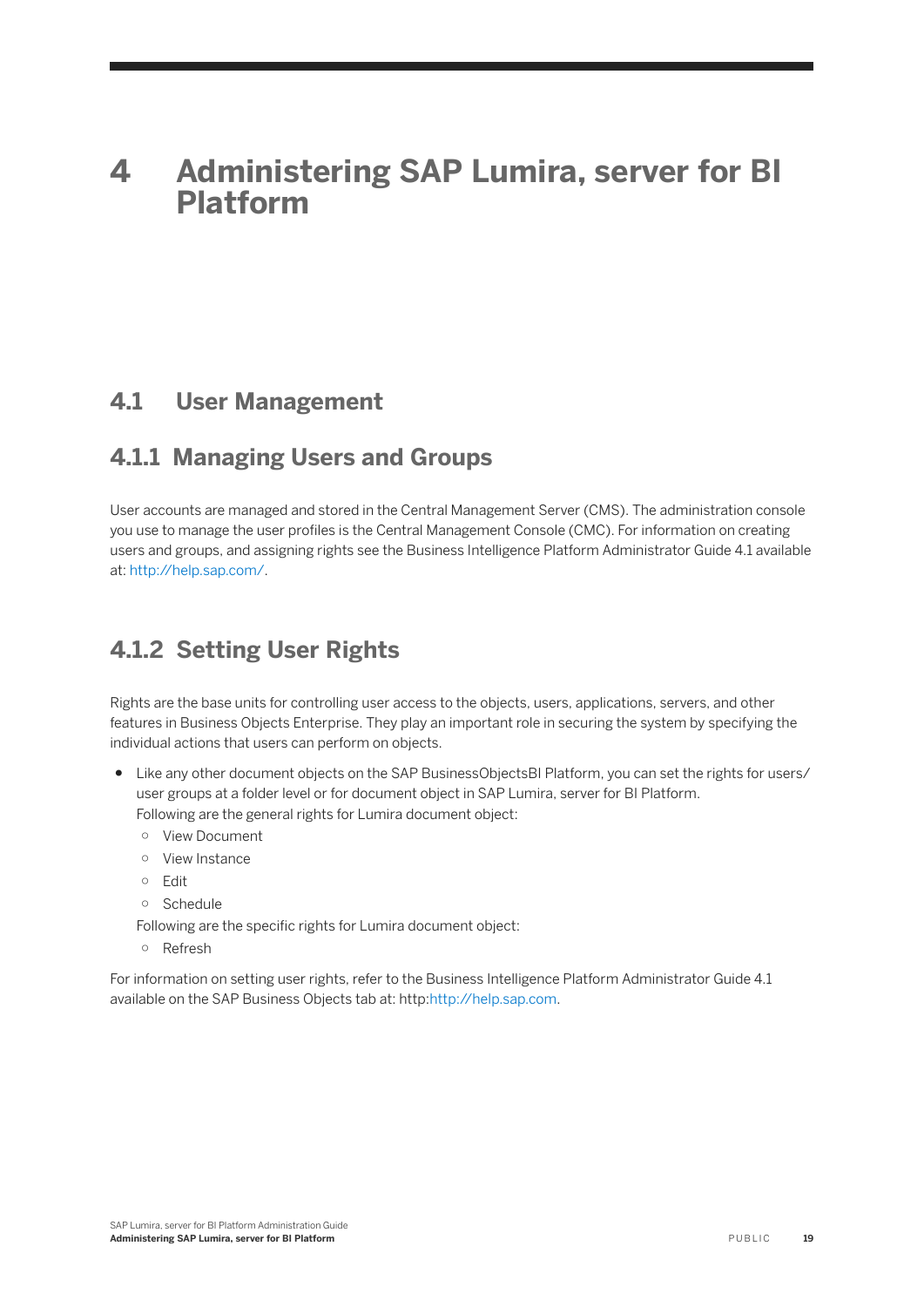# 4 Administering SAP Lumira, server for BI Platform

## 4.1 User Management

### 4.1.1 Managing Users and Groups

User accounts are managed and stored in the Central Management Server (CMS). The administration console you use to manage the user profiles is the Central Management Console (CMC). For information on creating users and groups, and assigning rights see the Business Intelligence Platform Administrator Guide 4.1 available at: http://help.sap.com/.

### 4.1.2 Setting User Rights

Rights are the base units for controlling user access to the objects, users, applications, servers, and other features in Business Objects Enterprise. They play an important role in securing the system by specifying the individual actions that users can perform on objects.

- Like any other document objects on the SAP BusinessObjectsBI Platform, you can set the rights for users/ user groups at a folder level or for document object in SAP Lumira, server for BI Platform.
  Following are the general rights for Lumira document object:
  - View Document
  - View Instance
  - Edit
  - Schedule

  Following are the specific rights for Lumira document object:
  - Refresh

For information on setting user rights, refer to the Business Intelligence Platform Administrator Guide 4.1 available on the SAP Business Objects tab at: http:http://help.sap.com.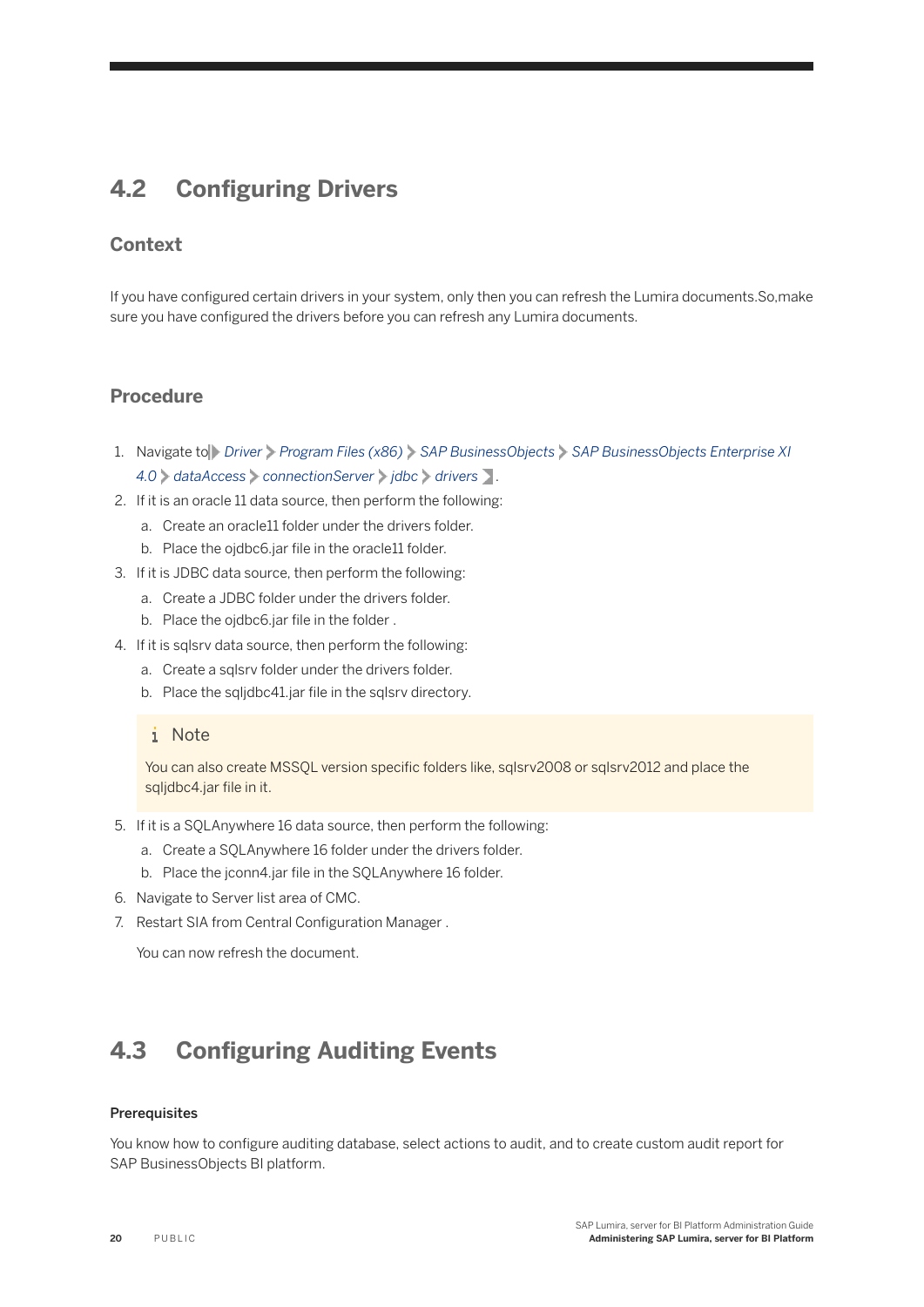## 4.2 Configuring Drivers

### Context

If you have configured certain drivers in your system, only then you can refresh the Lumira documents.So,make sure you have configured the drivers before you can refresh any Lumira documents.

### Procedure

1. Navigate to *Driver* > *Program Files (x86)* > *SAP BusinessObjects* > *SAP BusinessObjects Enterprise XI 4.0* > *dataAccess* > *connectionServer* > *jdbc* > *drivers* .
2. If it is an oracle 11 data source, then perform the following:
   a. Create an oracle11 folder under the drivers folder.
   b. Place the ojdbc6.jar file in the oracle11 folder.
3. If it is JDBC data source, then perform the following:
   a. Create a JDBC folder under the drivers folder.
   b. Place the ojdbc6.jar file in the folder .
4. If it is sqlsrv data source, then perform the following:
   a. Create a sqlsrv folder under the drivers folder.
   b. Place the sqljdbc41.jar file in the sqlsrv directory.

   > **Note**
   >
   > You can also create MSSQL version specific folders like, sqlsrv2008 or sqlsrv2012 and place the sqljdbc4.jar file in it.

5. If it is a SQLAnywhere 16 data source, then perform the following:
   a. Create a SQLAnywhere 16 folder under the drivers folder.
   b. Place the jconn4.jar file in the SQLAnywhere 16 folder.
6. Navigate to Server list area of CMC.
7. Restart SIA from Central Configuration Manager .

   You can now refresh the document.

## 4.3 Configuring Auditing Events

#### Prerequisites

You know how to configure auditing database, select actions to audit, and to create custom audit report for SAP BusinessObjects BI platform.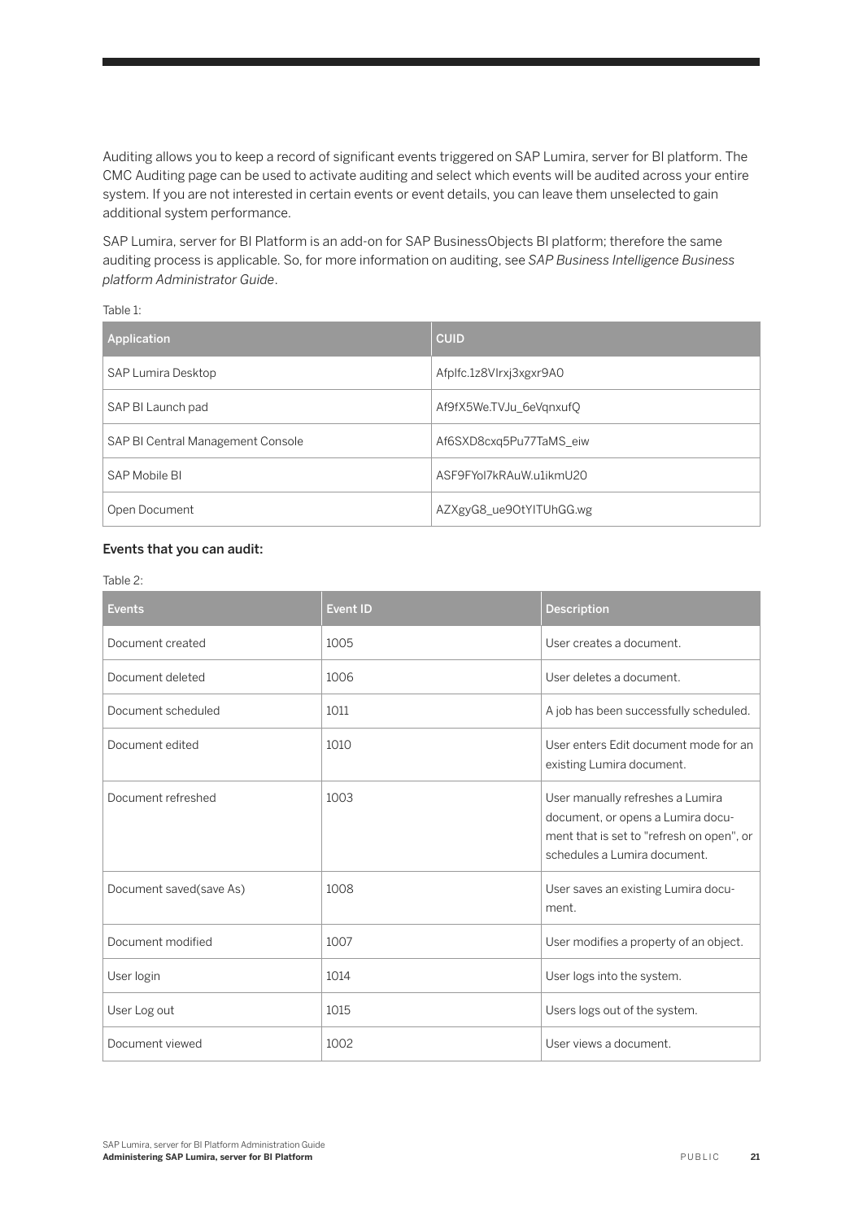Auditing allows you to keep a record of significant events triggered on SAP Lumira, server for BI platform. The CMC Auditing page can be used to activate auditing and select which events will be audited across your entire system. If you are not interested in certain events or event details, you can leave them unselected to gain additional system performance.

SAP Lumira, server for BI Platform is an add-on for SAP BusinessObjects BI platform; therefore the same auditing process is applicable. So, for more information on auditing, see *SAP Business Intelligence Business platform Administrator Guide*.

Table 1:

| Application | CUID |
|---|---|
| SAP Lumira Desktop | Afplfc.1z8VIrxj3xgxr9A0 |
| SAP BI Launch pad | Af9fX5We.TVJu_6eVqnxufQ |
| SAP BI Central Management Console | Af6SXD8cxq5Pu77TaMS_eiw |
| SAP Mobile BI | ASF9FYol7kRAuW.u1ikmU20 |
| Open Document | AZXgyG8_ue9OtYITUhGG.wg |

**Events that you can audit:**

Table 2:

| Events | Event ID | Description |
|---|---|---|
| Document created | 1005 | User creates a document. |
| Document deleted | 1006 | User deletes a document. |
| Document scheduled | 1011 | A job has been successfully scheduled. |
| Document edited | 1010 | User enters Edit document mode for an existing Lumira document. |
| Document refreshed | 1003 | User manually refreshes a Lumira document, or opens a Lumira document that is set to "refresh on open", or schedules a Lumira document. |
| Document saved(save As) | 1008 | User saves an existing Lumira document. |
| Document modified | 1007 | User modifies a property of an object. |
| User login | 1014 | User logs into the system. |
| User Log out | 1015 | Users logs out of the system. |
| Document viewed | 1002 | User views a document. |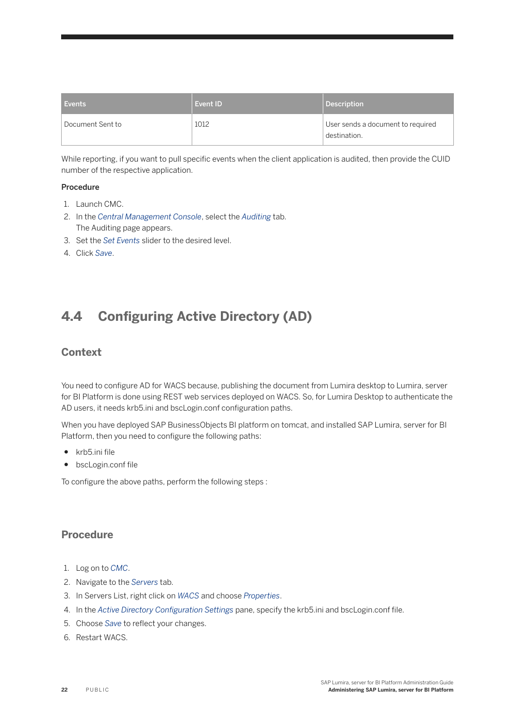| Events | Event ID | Description |
| --- | --- | --- |
| Document Sent to | 1012 | User sends a document to required destination. |

While reporting, if you want to pull specific events when the client application is audited, then provide the CUID number of the respective application.

**Procedure**

1. Launch CMC.
2. In the *Central Management Console*, select the *Auditing* tab.
   The Auditing page appears.
3. Set the *Set Events* slider to the desired level.
4. Click *Save*.

## 4.4 Configuring Active Directory (AD)

### Context

You need to configure AD for WACS because, publishing the document from Lumira desktop to Lumira, server for BI Platform is done using REST web services deployed on WACS. So, for Lumira Desktop to authenticate the AD users, it needs krb5.ini and bscLogin.conf configuration paths.

When you have deployed SAP BusinessObjects BI platform on tomcat, and installed SAP Lumira, server for BI Platform, then you need to configure the following paths:

- krb5.ini file
- bscLogin.conf file

To configure the above paths, perform the following steps :

### Procedure

1. Log on to *CMC*.
2. Navigate to the *Servers* tab.
3. In Servers List, right click on *WACS* and choose *Properties*.
4. In the *Active Directory Configuration Settings* pane, specify the krb5.ini and bscLogin.conf file.
5. Choose *Save* to reflect your changes.
6. Restart WACS.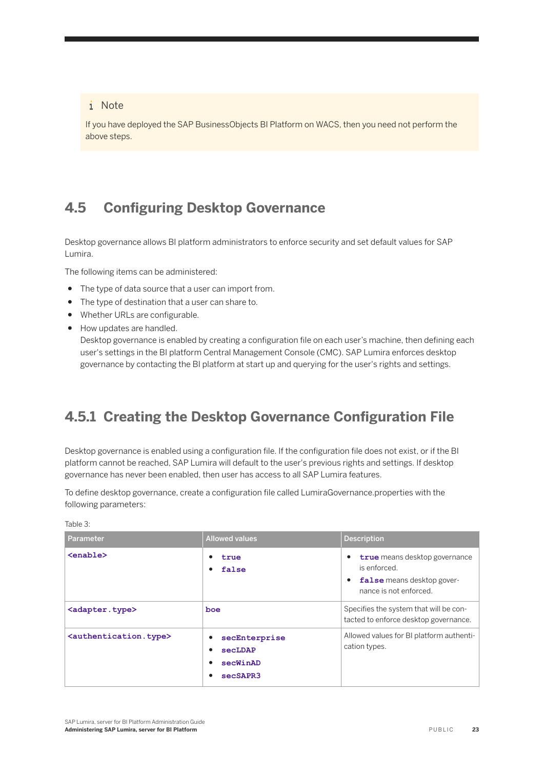> **Note**
>
> If you have deployed the SAP BusinessObjects BI Platform on WACS, then you need not perform the above steps.

## 4.5 Configuring Desktop Governance

Desktop governance allows BI platform administrators to enforce security and set default values for SAP Lumira.

The following items can be administered:

- The type of data source that a user can import from.
- The type of destination that a user can share to.
- Whether URLs are configurable.
- How updates are handled.
  Desktop governance is enabled by creating a configuration file on each user's machine, then defining each user's settings in the BI platform Central Management Console (CMC). SAP Lumira enforces desktop governance by contacting the BI platform at start up and querying for the user's rights and settings.

### 4.5.1 Creating the Desktop Governance Configuration File

Desktop governance is enabled using a configuration file. If the configuration file does not exist, or if the BI platform cannot be reached, SAP Lumira will default to the user's previous rights and settings. If desktop governance has never been enabled, then user has access to all SAP Lumira features.

To define desktop governance, create a configuration file called LumiraGovernance.properties with the following parameters:

Table 3:

| Parameter | Allowed values | Description |
| --- | --- | --- |
| `<enable>` | • `true`<br>• `false` | • `true` means desktop governance is enforced.<br>• `false` means desktop governance is not enforced. |
| `<adapter.type>` | `boe` | Specifies the system that will be contacted to enforce desktop governance. |
| `<authentication.type>` | • `secEnterprise`<br>• `secLDAP`<br>• `secWinAD`<br>• `secSAPR3` | Allowed values for BI platform authentication types. |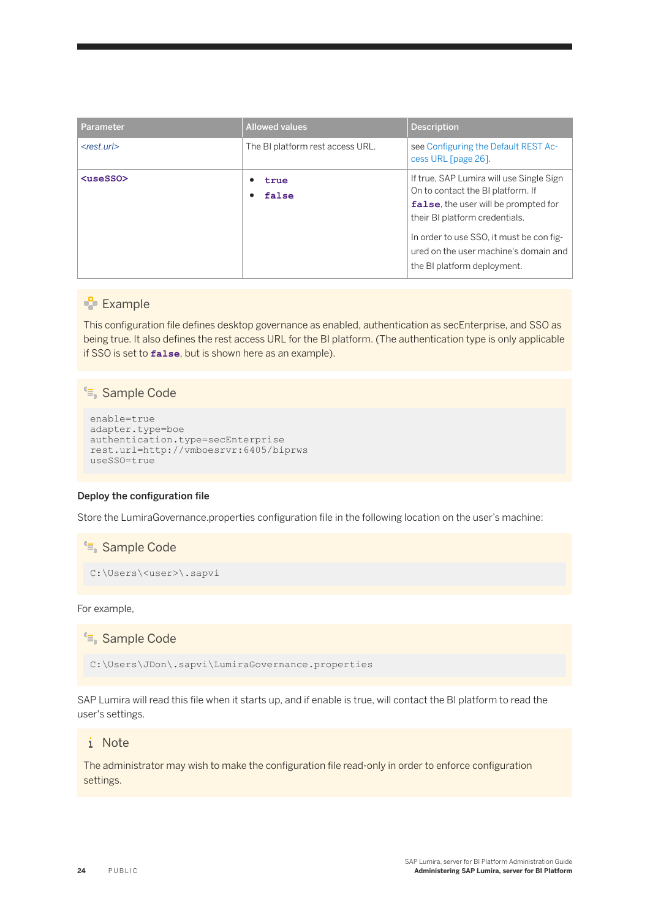| Parameter | Allowed values | Description |
| --- | --- | --- |
| *<rest.url>* | The BI platform rest access URL. | see Configuring the Default REST Access URL [page 26]. |
| **`<useSSO>`** | • `true`<br>• `false` | If true, SAP Lumira will use Single Sign On to contact the BI platform. If **`false`**, the user will be prompted for their BI platform credentials.<br><br>In order to use SSO, it must be con figured on the user machine's domain and the BI platform deployment. |

### Example

This configuration file defines desktop governance as enabled, authentication as secEnterprise, and SSO as being true. It also defines the rest access URL for the BI platform. (The authentication type is only applicable if SSO is set to **`false`**, but is shown here as an example).

### Sample Code

```
enable=true
adapter.type=boe
authentication.type=secEnterprise
rest.url=http://vmboesrvr:6405/biprws
useSSO=true
```

**Deploy the configuration file**

Store the LumiraGovernance.properties configuration file in the following location on the user's machine:

### Sample Code

```
C:\Users\<user>\.sapvi
```

For example,

### Sample Code

```
C:\Users\JDon\.sapvi\LumiraGovernance.properties
```

SAP Lumira will read this file when it starts up, and if enable is true, will contact the BI platform to read the user's settings.

### Note

The administrator may wish to make the configuration file read-only in order to enforce configuration settings.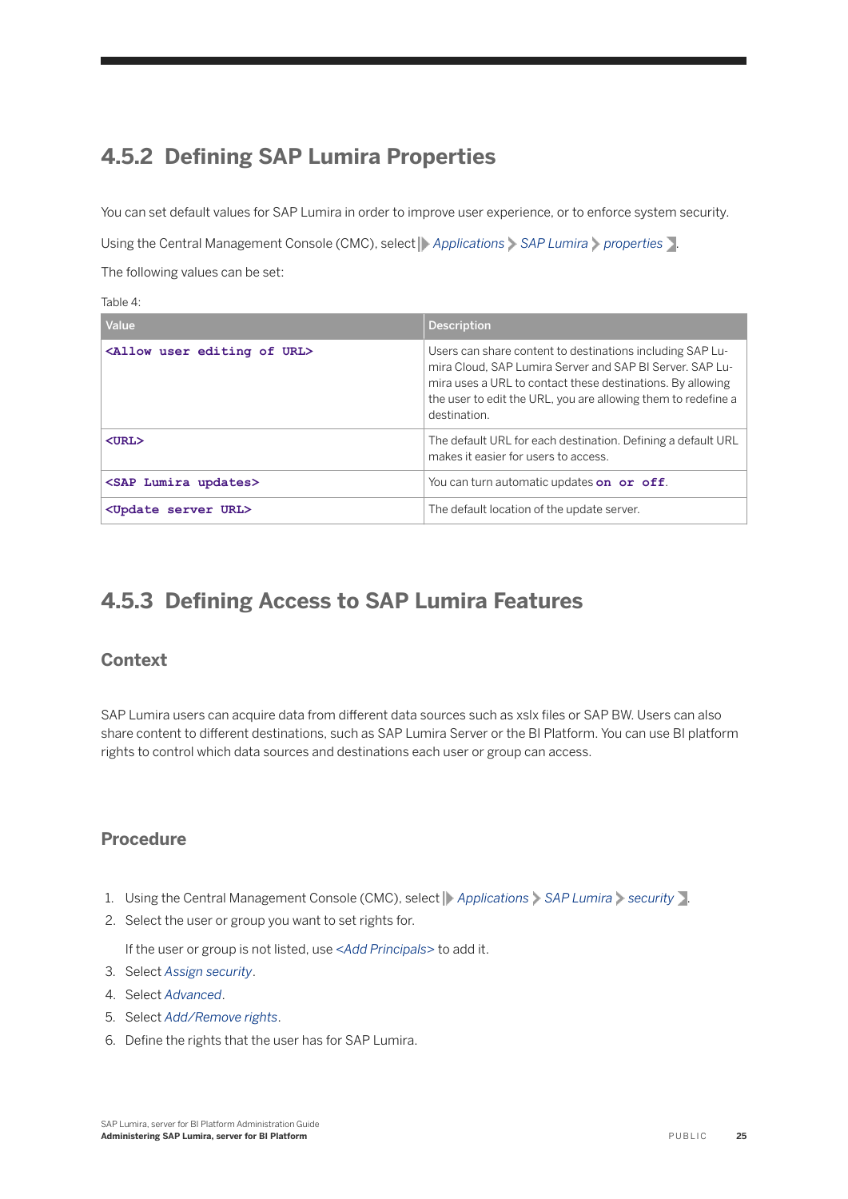## 4.5.2 Defining SAP Lumira Properties

You can set default values for SAP Lumira in order to improve user experience, or to enforce system security.

Using the Central Management Console (CMC), select *Applications* > *SAP Lumira* > *properties*.

The following values can be set:

Table 4:

| Value | Description |
|---|---|
| **`<Allow user editing of URL>`** | Users can share content to destinations including SAP Lumira Cloud, SAP Lumira Server and SAP BI Server. SAP Lumira uses a URL to contact these destinations. By allowing the user to edit the URL, you are allowing them to redefine a destination. |
| **`<URL>`** | The default URL for each destination. Defining a default URL makes it easier for users to access. |
| **`<SAP Lumira updates>`** | You can turn automatic updates **`on`** **`or`** **`off`**. |
| **`<Update server URL>`** | The default location of the update server. |

## 4.5.3 Defining Access to SAP Lumira Features

### Context

SAP Lumira users can acquire data from different data sources such as xslx files or SAP BW. Users can also share content to different destinations, such as SAP Lumira Server or the BI Platform. You can use BI platform rights to control which data sources and destinations each user or group can access.

### Procedure

1. Using the Central Management Console (CMC), select *Applications* > *SAP Lumira* > *security*.
2. Select the user or group you want to set rights for.

   If the user or group is not listed, use *<Add Principals>* to add it.
3. Select *Assign security*.
4. Select *Advanced*.
5. Select *Add/Remove rights*.
6. Define the rights that the user has for SAP Lumira.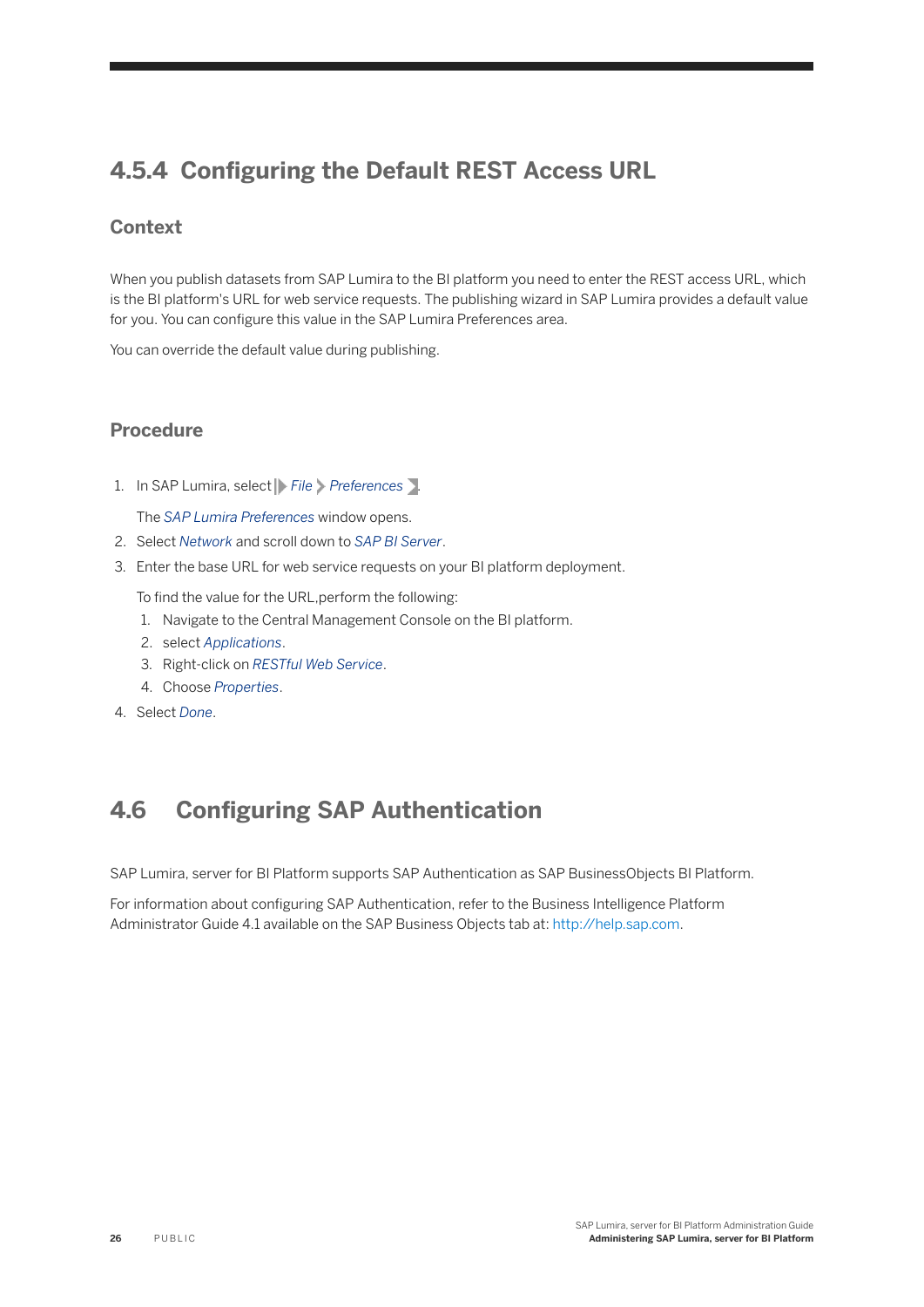### 4.5.4 Configuring the Default REST Access URL

#### Context

When you publish datasets from SAP Lumira to the BI platform you need to enter the REST access URL, which is the BI platform's URL for web service requests. The publishing wizard in SAP Lumira provides a default value for you. You can configure this value in the SAP Lumira Preferences area.

You can override the default value during publishing.

#### Procedure

1. In SAP Lumira, select *File* > *Preferences*.

   The *SAP Lumira Preferences* window opens.
2. Select *Network* and scroll down to *SAP BI Server*.
3. Enter the base URL for web service requests on your BI platform deployment.

   To find the value for the URL,perform the following:
   1. Navigate to the Central Management Console on the BI platform.
   2. select *Applications*.
   3. Right-click on *RESTful Web Service*.
   4. Choose *Properties*.
4. Select *Done*.

## 4.6 Configuring SAP Authentication

SAP Lumira, server for BI Platform supports SAP Authentication as SAP BusinessObjects BI Platform.

For information about configuring SAP Authentication, refer to the Business Intelligence Platform Administrator Guide 4.1 available on the SAP Business Objects tab at: http://help.sap.com.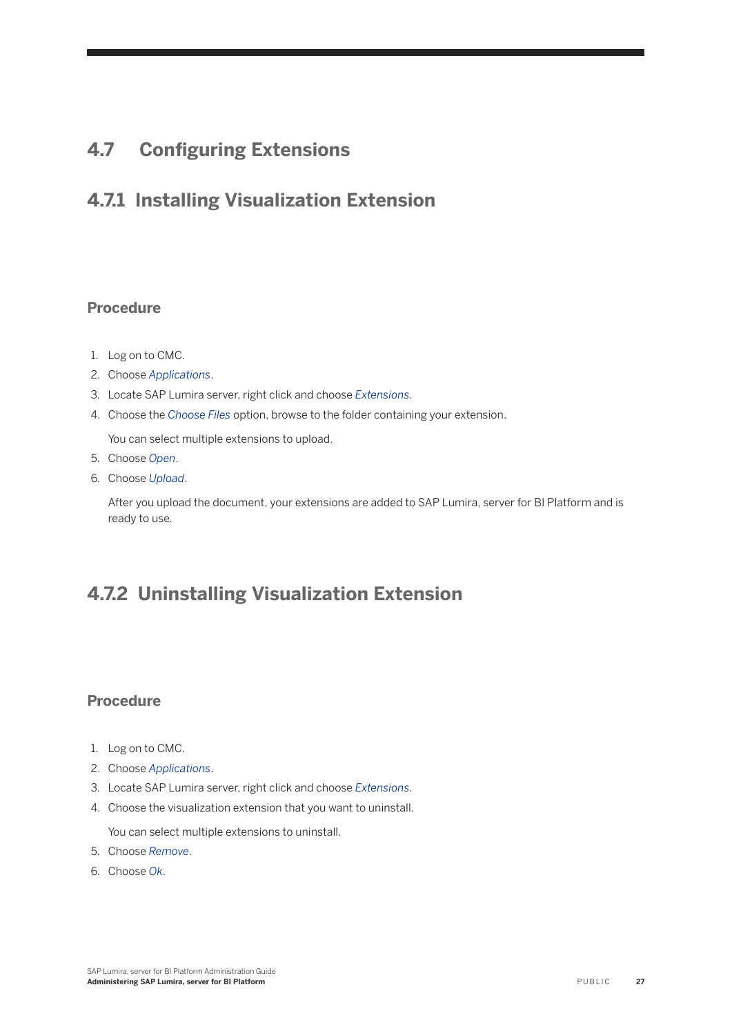## 4.7 Configuring Extensions

### 4.7.1 Installing Visualization Extension

#### Procedure

1. Log on to CMC.
2. Choose *Applications*.
3. Locate SAP Lumira server, right click and choose *Extensions*.
4. Choose the *Choose Files* option, browse to the folder containing your extension.

   You can select multiple extensions to upload.
5. Choose *Open*.
6. Choose *Upload*.

   After you upload the document, your extensions are added to SAP Lumira, server for BI Platform and is ready to use.

### 4.7.2 Uninstalling Visualization Extension

#### Procedure

1. Log on to CMC.
2. Choose *Applications*.
3. Locate SAP Lumira server, right click and choose *Extensions*.
4. Choose the visualization extension that you want to uninstall.

   You can select multiple extensions to uninstall.
5. Choose *Remove*.
6. Choose *Ok*.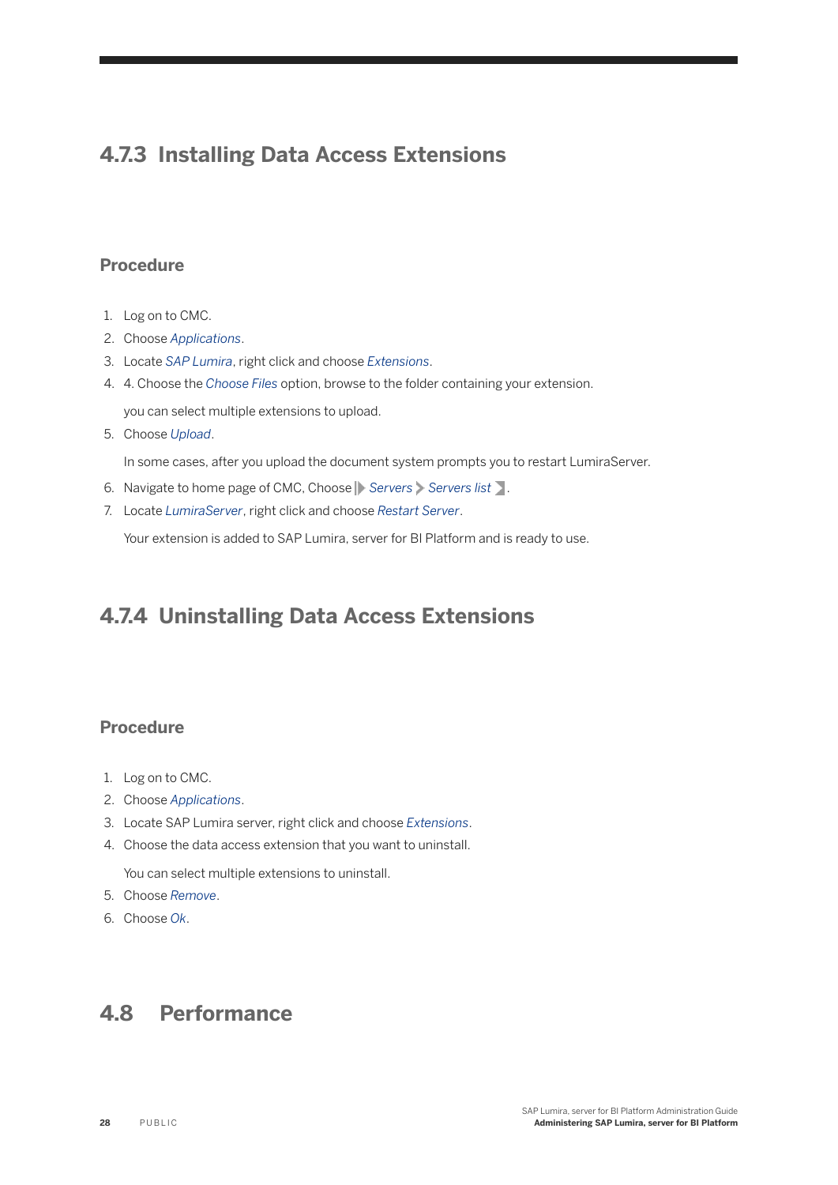## 4.7.3 Installing Data Access Extensions

### Procedure

1. Log on to CMC.
2. Choose *Applications*.
3. Locate *SAP Lumira*, right click and choose *Extensions*.
4. 4. Choose the *Choose Files* option, browse to the folder containing your extension.

   you can select multiple extensions to upload.
5. Choose *Upload*.

   In some cases, after you upload the document system prompts you to restart LumiraServer.
6. Navigate to home page of CMC, Choose *Servers* > *Servers list* .
7. Locate *LumiraServer*, right click and choose *Restart Server*.

   Your extension is added to SAP Lumira, server for BI Platform and is ready to use.

## 4.7.4 Uninstalling Data Access Extensions

### Procedure

1. Log on to CMC.
2. Choose *Applications*.
3. Locate SAP Lumira server, right click and choose *Extensions*.
4. Choose the data access extension that you want to uninstall.

   You can select multiple extensions to uninstall.
5. Choose *Remove*.
6. Choose *Ok*.

## 4.8 Performance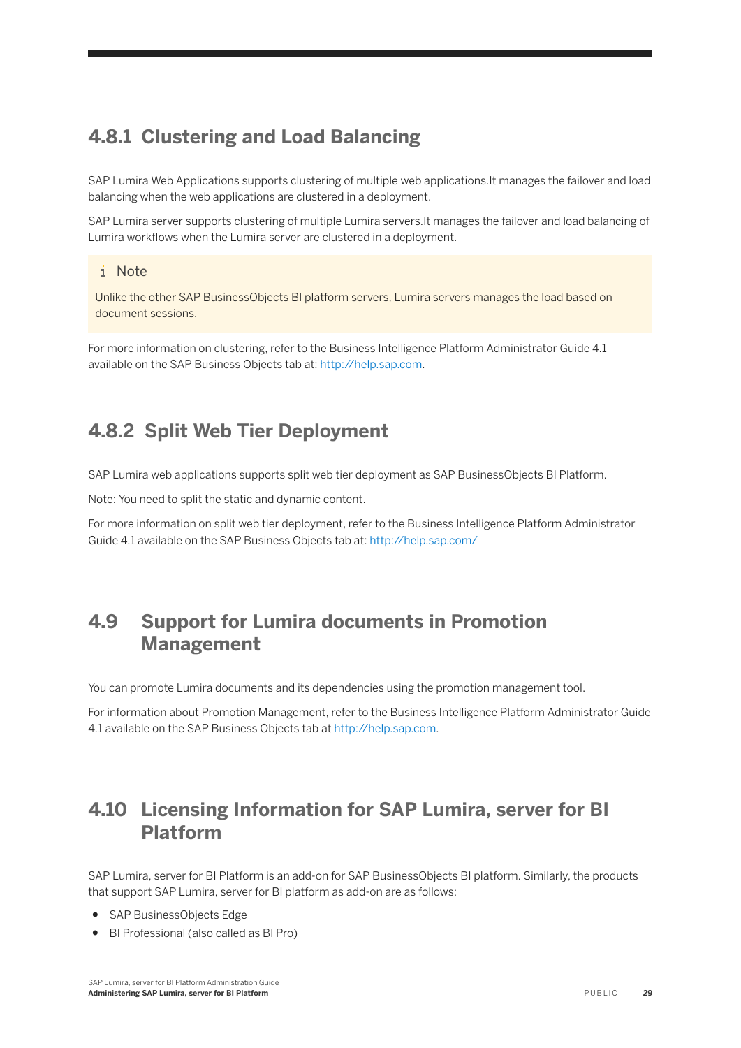### 4.8.1 Clustering and Load Balancing

SAP Lumira Web Applications supports clustering of multiple web applications.It manages the failover and load balancing when the web applications are clustered in a deployment.

SAP Lumira server supports clustering of multiple Lumira servers.It manages the failover and load balancing of Lumira workflows when the Lumira server are clustered in a deployment.

> **Note**
>
> Unlike the other SAP BusinessObjects BI platform servers, Lumira servers manages the load based on document sessions.

For more information on clustering, refer to the Business Intelligence Platform Administrator Guide 4.1 available on the SAP Business Objects tab at: http://help.sap.com.

### 4.8.2 Split Web Tier Deployment

SAP Lumira web applications supports split web tier deployment as SAP BusinessObjects BI Platform.

Note: You need to split the static and dynamic content.

For more information on split web tier deployment, refer to the Business Intelligence Platform Administrator Guide 4.1 available on the SAP Business Objects tab at: http://help.sap.com/

## 4.9 Support for Lumira documents in Promotion Management

You can promote Lumira documents and its dependencies using the promotion management tool.

For information about Promotion Management, refer to the Business Intelligence Platform Administrator Guide 4.1 available on the SAP Business Objects tab at http://help.sap.com.

## 4.10 Licensing Information for SAP Lumira, server for BI Platform

SAP Lumira, server for BI Platform is an add-on for SAP BusinessObjects BI platform. Similarly, the products that support SAP Lumira, server for BI platform as add-on are as follows:

- SAP BusinessObjects Edge
- BI Professional (also called as BI Pro)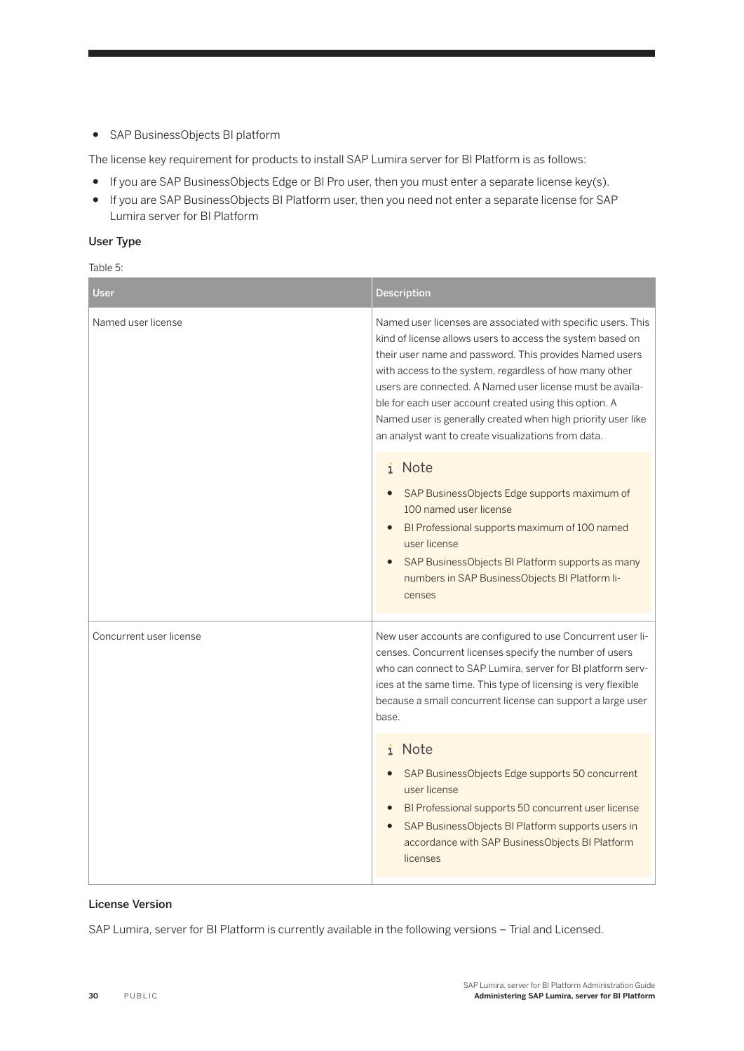- SAP BusinessObjects BI platform

The license key requirement for products to install SAP Lumira server for BI Platform is as follows:

- If you are SAP BusinessObjects Edge or BI Pro user, then you must enter a separate license key(s).
- If you are SAP BusinessObjects BI Platform user, then you need not enter a separate license for SAP Lumira server for BI Platform

**User Type**

Table 5:

| User | Description |
| --- | --- |
| Named user license | Named user licenses are associated with specific users. This kind of license allows users to access the system based on their user name and password. This provides Named users with access to the system, regardless of how many other users are connected. A Named user license must be available for each user account created using this option. A Named user is generally created when high priority user like an analyst want to create visualizations from data.<br><br>**Note**<br>• SAP BusinessObjects Edge supports maximum of 100 named user license<br>• BI Professional supports maximum of 100 named user license<br>• SAP BusinessObjects BI Platform supports as many numbers in SAP BusinessObjects BI Platform licenses |
| Concurrent user license | New user accounts are configured to use Concurrent user licenses. Concurrent licenses specify the number of users who can connect to SAP Lumira, server for BI platform services at the same time. This type of licensing is very flexible because a small concurrent license can support a large user base.<br><br>**Note**<br>• SAP BusinessObjects Edge supports 50 concurrent user license<br>• BI Professional supports 50 concurrent user license<br>• SAP BusinessObjects BI Platform supports users in accordance with SAP BusinessObjects BI Platform licenses |

**License Version**

SAP Lumira, server for BI Platform is currently available in the following versions – Trial and Licensed.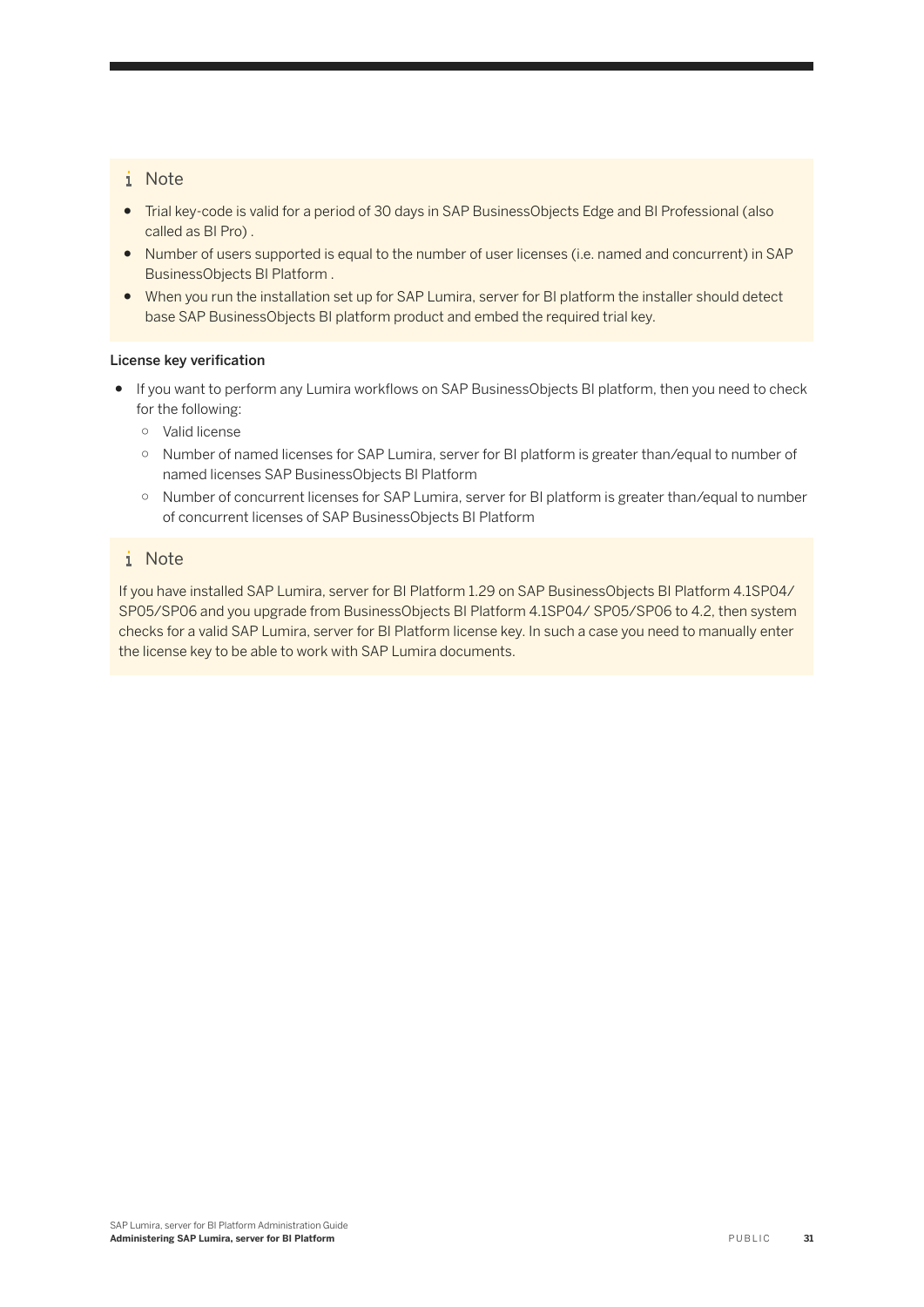> **Note**
>
> - Trial key-code is valid for a period of 30 days in SAP BusinessObjects Edge and BI Professional (also called as BI Pro) .
> - Number of users supported is equal to the number of user licenses (i.e. named and concurrent) in SAP BusinessObjects BI Platform .
> - When you run the installation set up for SAP Lumira, server for BI platform the installer should detect base SAP BusinessObjects BI platform product and embed the required trial key.

**License key verification**

- If you want to perform any Lumira workflows on SAP BusinessObjects BI platform, then you need to check for the following:
  - Valid license
  - Number of named licenses for SAP Lumira, server for BI platform is greater than/equal to number of named licenses SAP BusinessObjects BI Platform
  - Number of concurrent licenses for SAP Lumira, server for BI platform is greater than/equal to number of concurrent licenses of SAP BusinessObjects BI Platform

> **Note**
>
> If you have installed SAP Lumira, server for BI Platform 1.29 on SAP BusinessObjects BI Platform 4.1SP04/ SP05/SP06 and you upgrade from BusinessObjects BI Platform 4.1SP04/ SP05/SP06 to 4.2, then system checks for a valid SAP Lumira, server for BI Platform license key. In such a case you need to manually enter the license key to be able to work with SAP Lumira documents.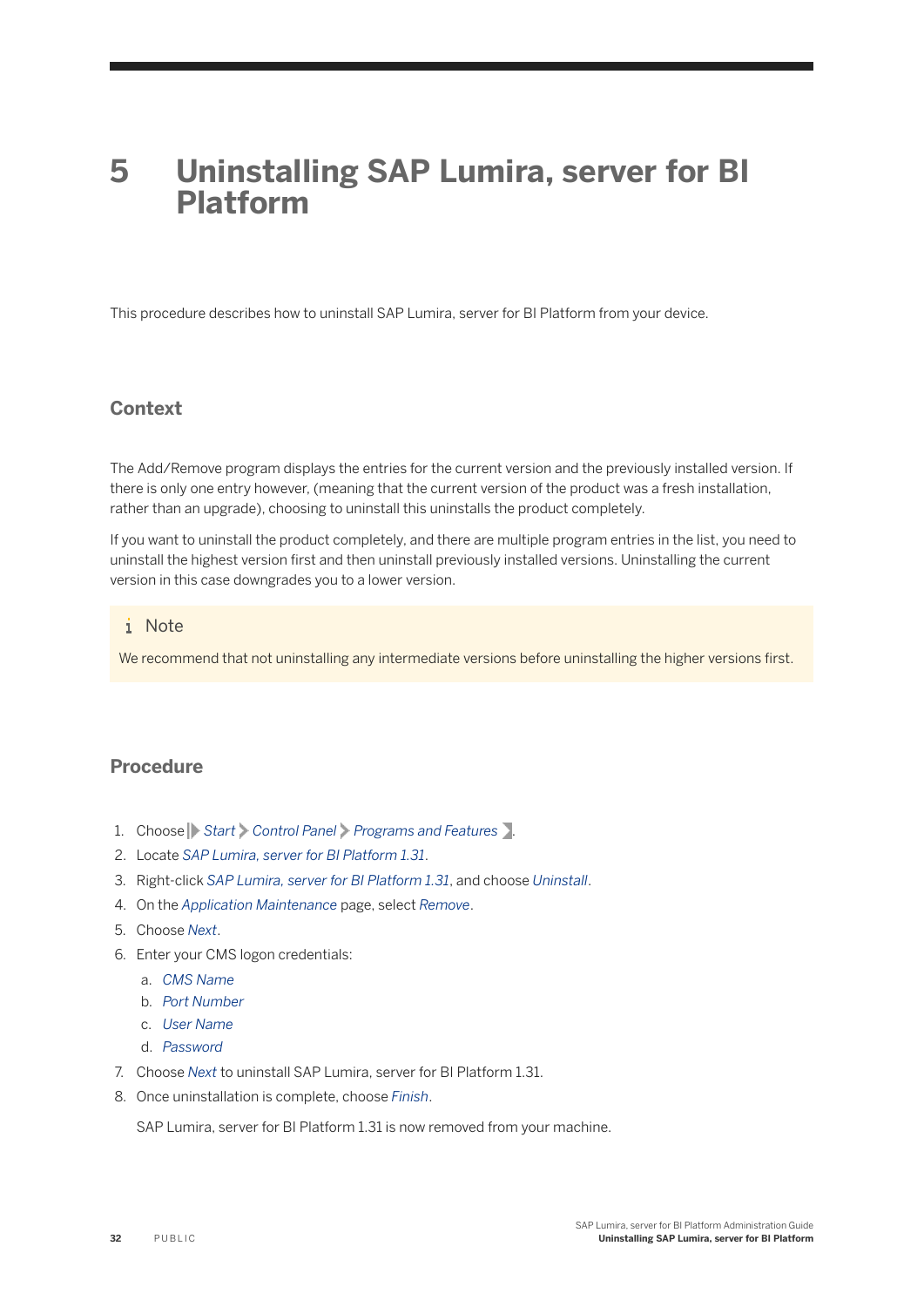# 5 Uninstalling SAP Lumira, server for BI Platform

This procedure describes how to uninstall SAP Lumira, server for BI Platform from your device.

## Context

The Add/Remove program displays the entries for the current version and the previously installed version. If there is only one entry however, (meaning that the current version of the product was a fresh installation, rather than an upgrade), choosing to uninstall this uninstalls the product completely.

If you want to uninstall the product completely, and there are multiple program entries in the list, you need to uninstall the highest version first and then uninstall previously installed versions. Uninstalling the current version in this case downgrades you to a lower version.

> **Note**
>
> We recommend that not uninstalling any intermediate versions before uninstalling the higher versions first.

## Procedure

1. Choose *Start* > *Control Panel* > *Programs and Features*.
2. Locate *SAP Lumira, server for BI Platform 1.31*.
3. Right-click *SAP Lumira, server for BI Platform 1.31*, and choose *Uninstall*.
4. On the *Application Maintenance* page, select *Remove*.
5. Choose *Next*.
6. Enter your CMS logon credentials:
   a. *CMS Name*
   b. *Port Number*
   c. *User Name*
   d. *Password*
7. Choose *Next* to uninstall SAP Lumira, server for BI Platform 1.31.
8. Once uninstallation is complete, choose *Finish*.

   SAP Lumira, server for BI Platform 1.31 is now removed from your machine.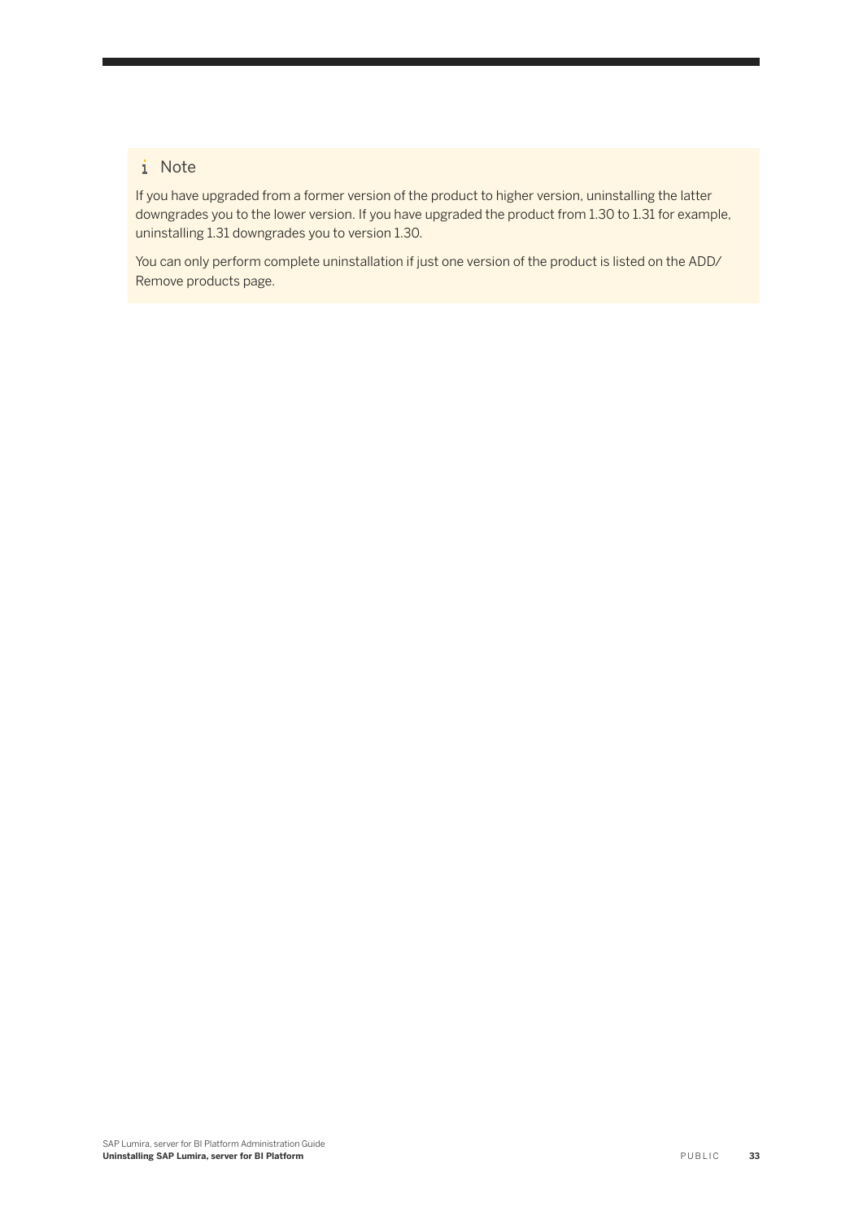> **Note**
>
> If you have upgraded from a former version of the product to higher version, uninstalling the latter downgrades you to the lower version. If you have upgraded the product from 1.30 to 1.31 for example, uninstalling 1.31 downgrades you to version 1.30.
>
> You can only perform complete uninstallation if just one version of the product is listed on the ADD/Remove products page.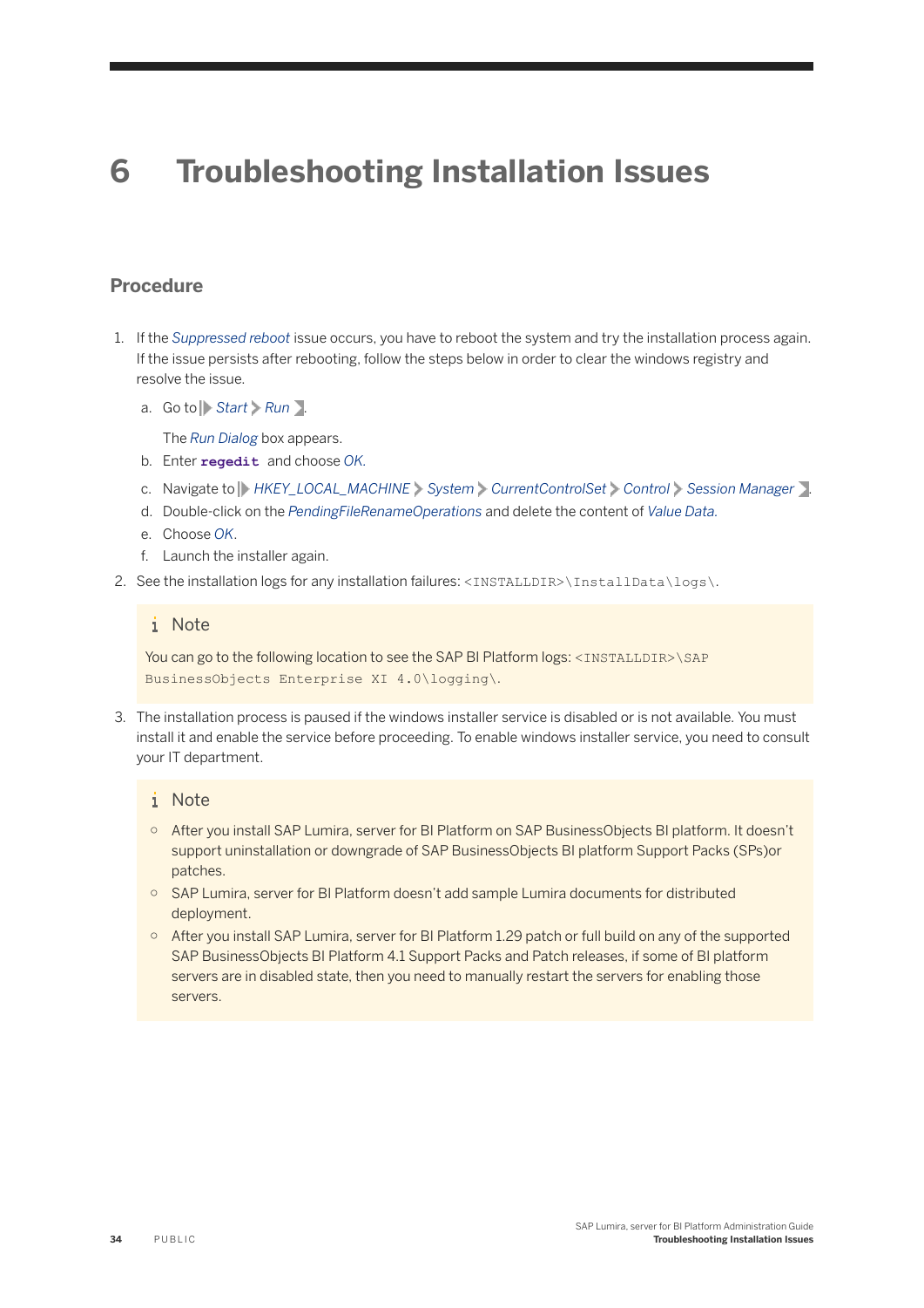# 6 Troubleshooting Installation Issues

## Procedure

1. If the *Suppressed reboot* issue occurs, you have to reboot the system and try the installation process again. If the issue persists after rebooting, follow the steps below in order to clear the windows registry and resolve the issue.
   a. Go to *Start* > *Run*.
      The *Run Dialog* box appears.
   b. Enter **`regedit`** and choose *OK*.
   c. Navigate to *HKEY_LOCAL_MACHINE* > *System* > *CurrentControlSet* > *Control* > *Session Manager*.
   d. Double-click on the *PendingFileRenameOperations* and delete the content of *Value Data*.
   e. Choose *OK*.
   f. Launch the installer again.
2. See the installation logs for any installation failures: `<INSTALLDIR>\InstallData\logs\`.

   > **Note**
   >
   > You can go to the following location to see the SAP BI Platform logs: `<INSTALLDIR>\SAP BusinessObjects Enterprise XI 4.0\logging\`.

3. The installation process is paused if the windows installer service is disabled or is not available. You must install it and enable the service before proceeding. To enable windows installer service, you need to consult your IT department.

   > **Note**
   >
   > - After you install SAP Lumira, server for BI Platform on SAP BusinessObjects BI platform. It doesn't support uninstallation or downgrade of SAP BusinessObjects BI platform Support Packs (SPs)or patches.
   > - SAP Lumira, server for BI Platform doesn't add sample Lumira documents for distributed deployment.
   > - After you install SAP Lumira, server for BI Platform 1.29 patch or full build on any of the supported SAP BusinessObjects BI Platform 4.1 Support Packs and Patch releases, if some of BI platform servers are in disabled state, then you need to manually restart the servers for enabling those servers.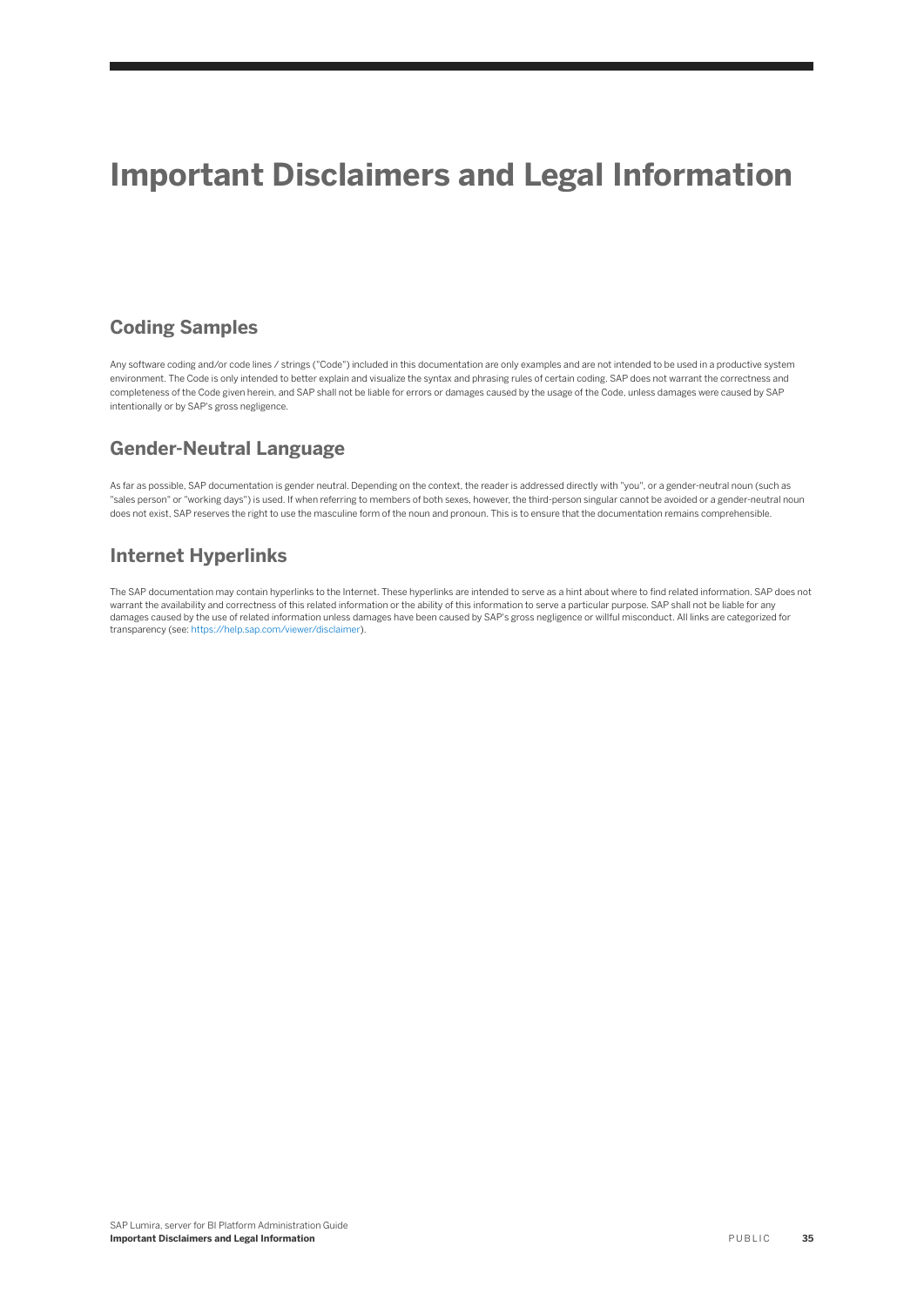# Important Disclaimers and Legal Information

## Coding Samples

Any software coding and/or code lines / strings ("Code") included in this documentation are only examples and are not intended to be used in a productive system environment. The Code is only intended to better explain and visualize the syntax and phrasing rules of certain coding. SAP does not warrant the correctness and completeness of the Code given herein, and SAP shall not be liable for errors or damages caused by the usage of the Code, unless damages were caused by SAP intentionally or by SAP's gross negligence.

## Gender-Neutral Language

As far as possible, SAP documentation is gender neutral. Depending on the context, the reader is addressed directly with "you", or a gender-neutral noun (such as "sales person" or "working days") is used. If when referring to members of both sexes, however, the third-person singular cannot be avoided or a gender-neutral noun does not exist, SAP reserves the right to use the masculine form of the noun and pronoun. This is to ensure that the documentation remains comprehensible.

## Internet Hyperlinks

The SAP documentation may contain hyperlinks to the Internet. These hyperlinks are intended to serve as a hint about where to find related information. SAP does not warrant the availability and correctness of this related information or the ability of this information to serve a particular purpose. SAP shall not be liable for any damages caused by the use of related information unless damages have been caused by SAP's gross negligence or willful misconduct. All links are categorized for transparency (see: https://help.sap.com/viewer/disclaimer).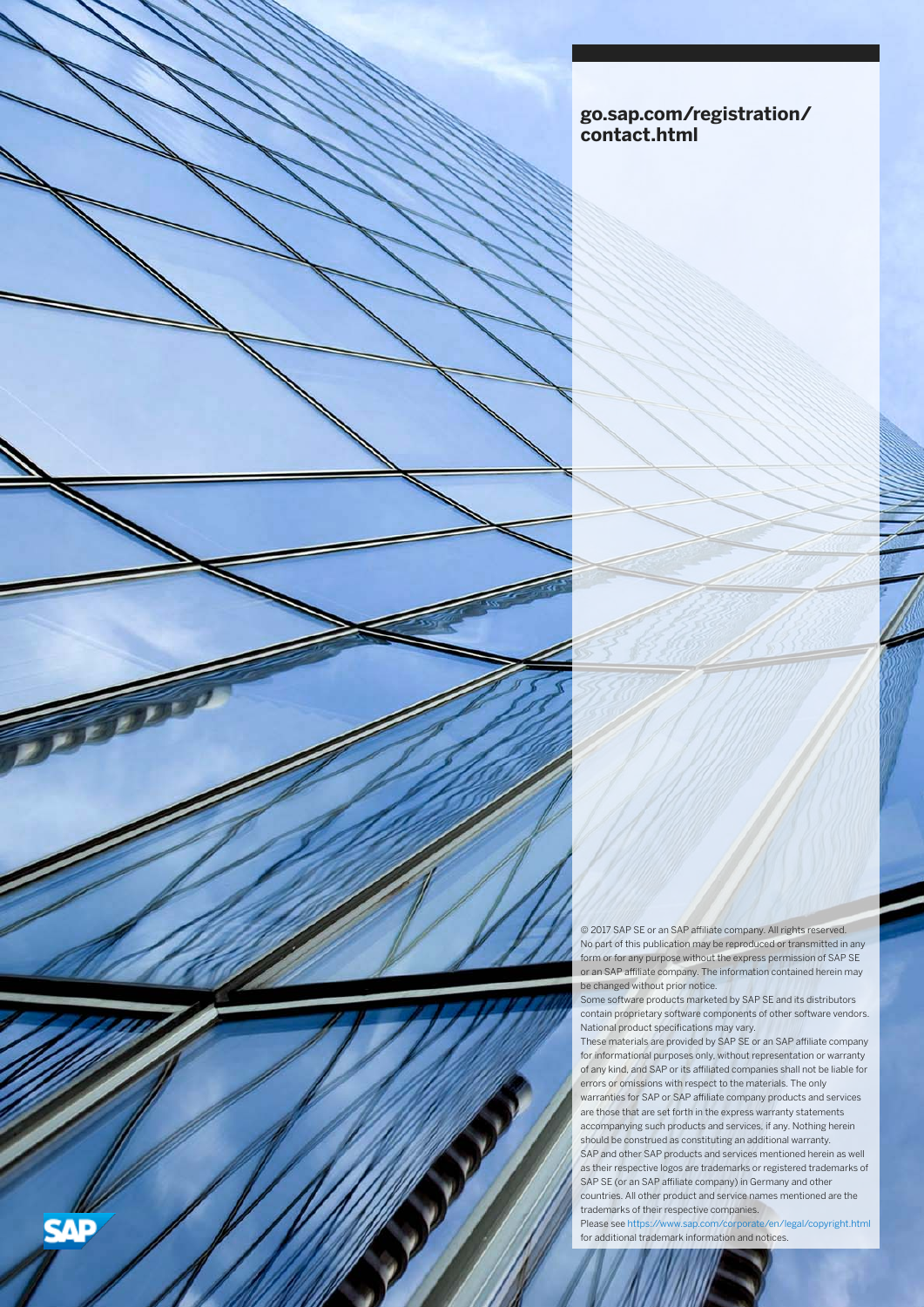**go.sap.com/registration/contact.html**

© 2017 SAP SE or an SAP affiliate company. All rights reserved. No part of this publication may be reproduced or transmitted in any form or for any purpose without the express permission of SAP SE or an SAP affiliate company. The information contained herein may be changed without prior notice.

Some software products marketed by SAP SE and its distributors contain proprietary software components of other software vendors. National product specifications may vary.

These materials are provided by SAP SE or an SAP affiliate company for informational purposes only, without representation or warranty of any kind, and SAP or its affiliated companies shall not be liable for errors or omissions with respect to the materials. The only warranties for SAP or SAP affiliate company products and services are those that are set forth in the express warranty statements accompanying such products and services, if any. Nothing herein should be construed as constituting an additional warranty.

SAP and other SAP products and services mentioned herein as well as their respective logos are trademarks or registered trademarks of SAP SE (or an SAP affiliate company) in Germany and other countries. All other product and service names mentioned are the trademarks of their respective companies.

Please see https://www.sap.com/corporate/en/legal/copyright.html for additional trademark information and notices.